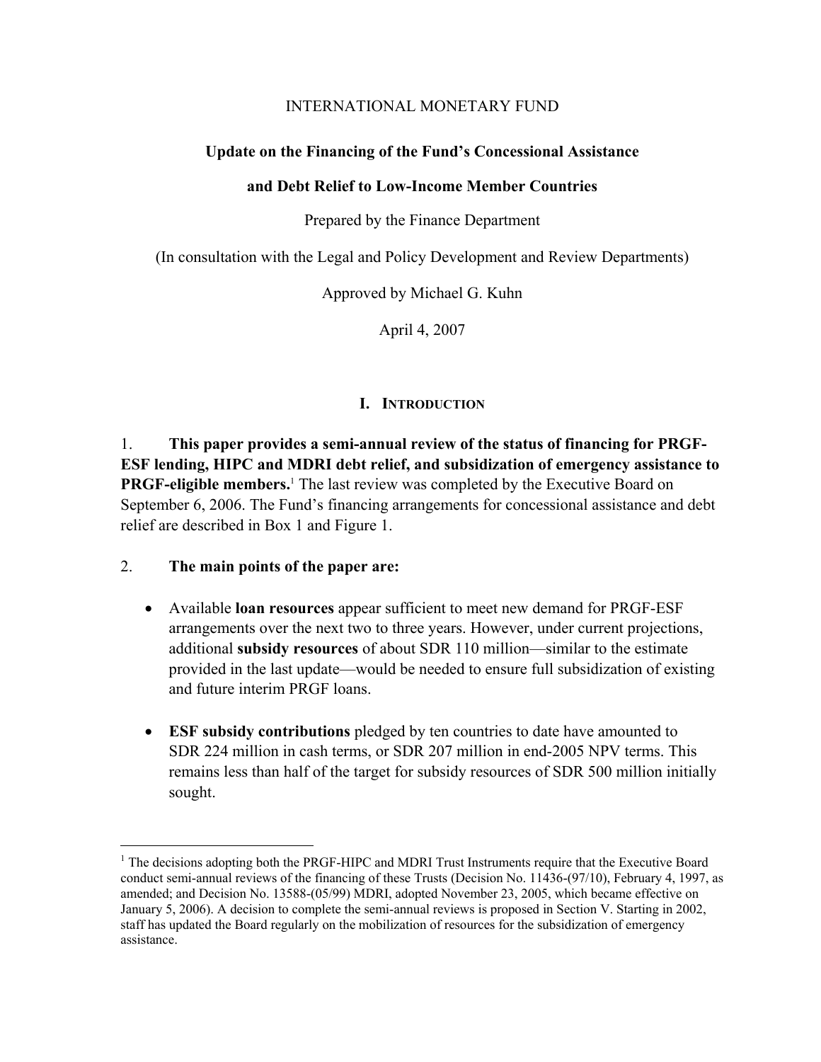INTERNATIONAL MONETARY FUND

**Update on the Financing of the Fund's Concessional Assistance**

**and Debt Relief to Low-Income Member Countries**

Prepared by the Finance Department

(In consultation with the Legal and Policy Development and Review Departments)

Approved by Michael G. Kuhn

April 4, 2007

## I. Introduction

1. **This paper provides a semi-annual review of the status of financing for PRGF-ESF lending, HIPC and MDRI debt relief, and subsidization of emergency assistance to PRGF-eligible members.**[1] The last review was completed by the Executive Board on September 6, 2006. The Fund's financing arrangements for concessional assistance and debt relief are described in Box 1 and Figure 1.

2. **The main points of the paper are:**

- Available **loan resources** appear sufficient to meet new demand for PRGF-ESF arrangements over the next two to three years. However, under current projections, additional **subsidy resources** of about SDR 110 million—similar to the estimate provided in the last update—would be needed to ensure full subsidization of existing and future interim PRGF loans.

- **ESF subsidy contributions** pledged by ten countries to date have amounted to SDR 224 million in cash terms, or SDR 207 million in end-2005 NPV terms. This remains less than half of the target for subsidy resources of SDR 500 million initially sought.

[1] The decisions adopting both the PRGF-HIPC and MDRI Trust Instruments require that the Executive Board conduct semi-annual reviews of the financing of these Trusts (Decision No. 11436-(97/10), February 4, 1997, as amended; and Decision No. 13588-(05/99) MDRI, adopted November 23, 2005, which became effective on January 5, 2006). A decision to complete the semi-annual reviews is proposed in Section V. Starting in 2002, staff has updated the Board regularly on the mobilization of resources for the subsidization of emergency assistance.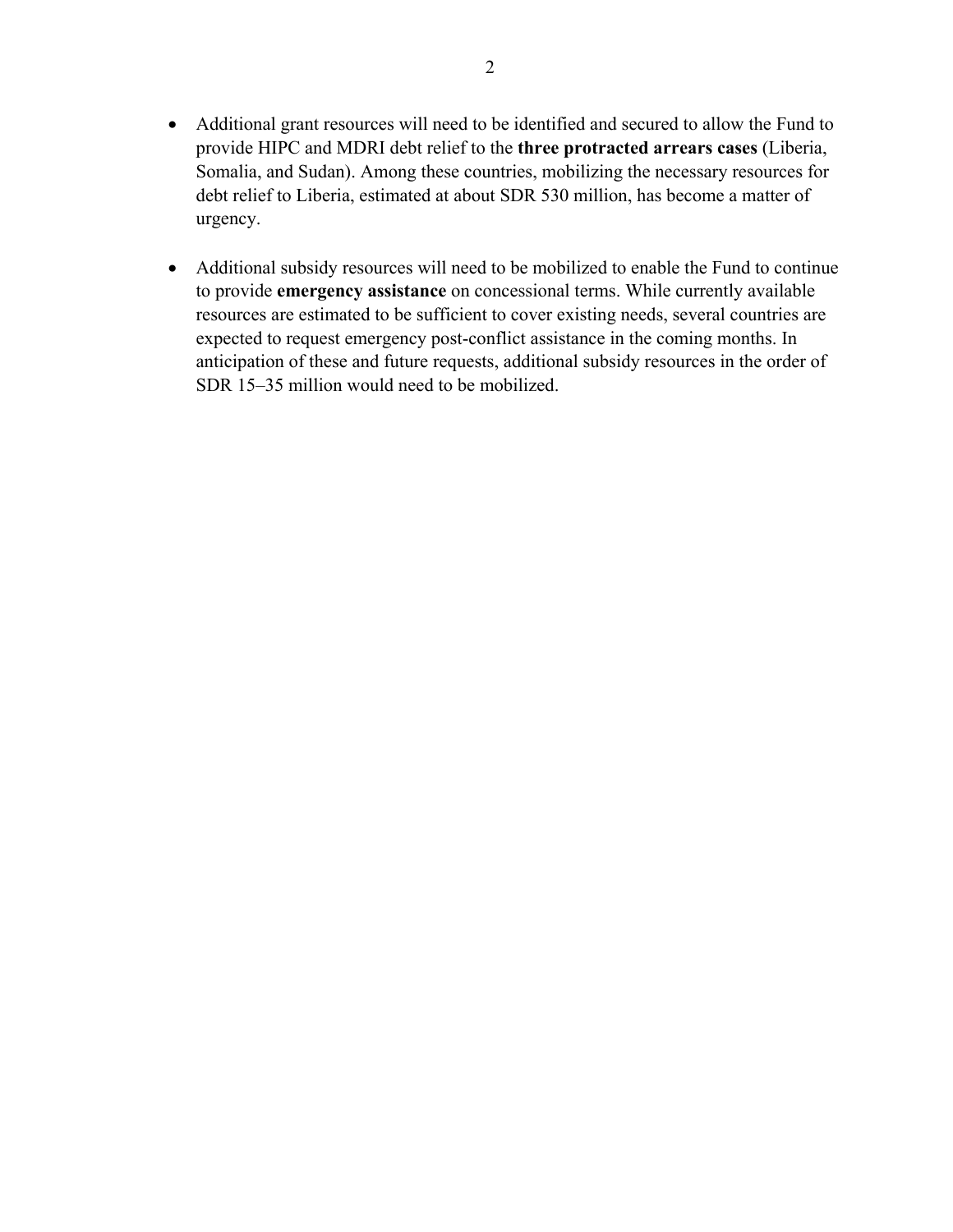- Additional grant resources will need to be identified and secured to allow the Fund to provide HIPC and MDRI debt relief to the **three protracted arrears cases** (Liberia, Somalia, and Sudan). Among these countries, mobilizing the necessary resources for debt relief to Liberia, estimated at about SDR 530 million, has become a matter of urgency.

- Additional subsidy resources will need to be mobilized to enable the Fund to continue to provide **emergency assistance** on concessional terms. While currently available resources are estimated to be sufficient to cover existing needs, several countries are expected to request emergency post-conflict assistance in the coming months. In anticipation of these and future requests, additional subsidy resources in the order of SDR 15–35 million would need to be mobilized.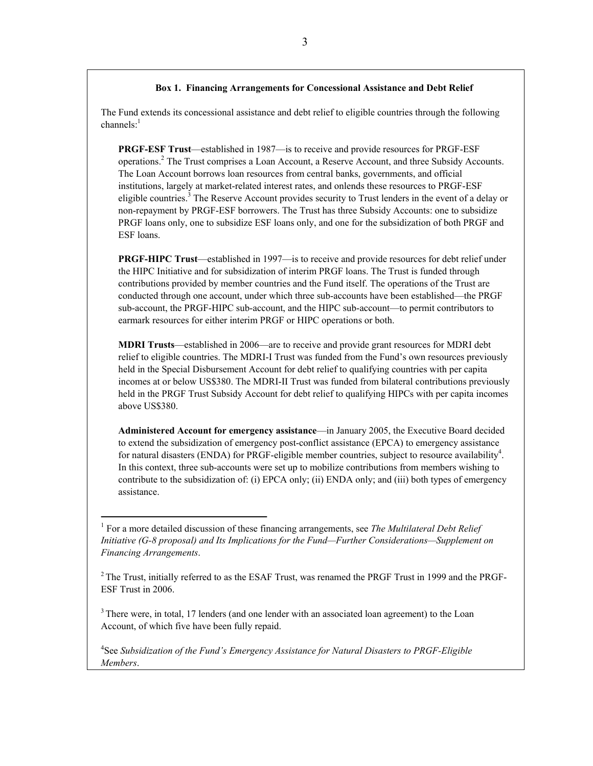**Box 1. Financing Arrangements for Concessional Assistance and Debt Relief**

The Fund extends its concessional assistance and debt relief to eligible countries through the following channels:[1]

**PRGF-ESF Trust**—established in 1987—is to receive and provide resources for PRGF-ESF operations.[2] The Trust comprises a Loan Account, a Reserve Account, and three Subsidy Accounts. The Loan Account borrows loan resources from central banks, governments, and official institutions, largely at market-related interest rates, and onlends these resources to PRGF-ESF eligible countries.[3] The Reserve Account provides security to Trust lenders in the event of a delay or non-repayment by PRGF-ESF borrowers. The Trust has three Subsidy Accounts: one to subsidize PRGF loans only, one to subsidize ESF loans only, and one for the subsidization of both PRGF and ESF loans.

**PRGF-HIPC Trust**—established in 1997—is to receive and provide resources for debt relief under the HIPC Initiative and for subsidization of interim PRGF loans. The Trust is funded through contributions provided by member countries and the Fund itself. The operations of the Trust are conducted through one account, under which three sub-accounts have been established—the PRGF sub-account, the PRGF-HIPC sub-account, and the HIPC sub-account—to permit contributors to earmark resources for either interim PRGF or HIPC operations or both.

**MDRI Trusts**—established in 2006—are to receive and provide grant resources for MDRI debt relief to eligible countries. The MDRI-I Trust was funded from the Fund's own resources previously held in the Special Disbursement Account for debt relief to qualifying countries with per capita incomes at or below US$380. The MDRI-II Trust was funded from bilateral contributions previously held in the PRGF Trust Subsidy Account for debt relief to qualifying HIPCs with per capita incomes above US$380.

**Administered Account for emergency assistance**—in January 2005, the Executive Board decided to extend the subsidization of emergency post-conflict assistance (EPCA) to emergency assistance for natural disasters (ENDA) for PRGF-eligible member countries, subject to resource availability[4]. In this context, three sub-accounts were set up to mobilize contributions from members wishing to contribute to the subsidization of: (i) EPCA only; (ii) ENDA only; and (iii) both types of emergency assistance.

---

[1] For a more detailed discussion of these financing arrangements, see *The Multilateral Debt Relief Initiative (G-8 proposal) and Its Implications for the Fund—Further Considerations—Supplement on Financing Arrangements*.

[2] The Trust, initially referred to as the ESAF Trust, was renamed the PRGF Trust in 1999 and the PRGF-ESF Trust in 2006.

[3] There were, in total, 17 lenders (and one lender with an associated loan agreement) to the Loan Account, of which five have been fully repaid.

[4] See *Subsidization of the Fund's Emergency Assistance for Natural Disasters to PRGF-Eligible Members*.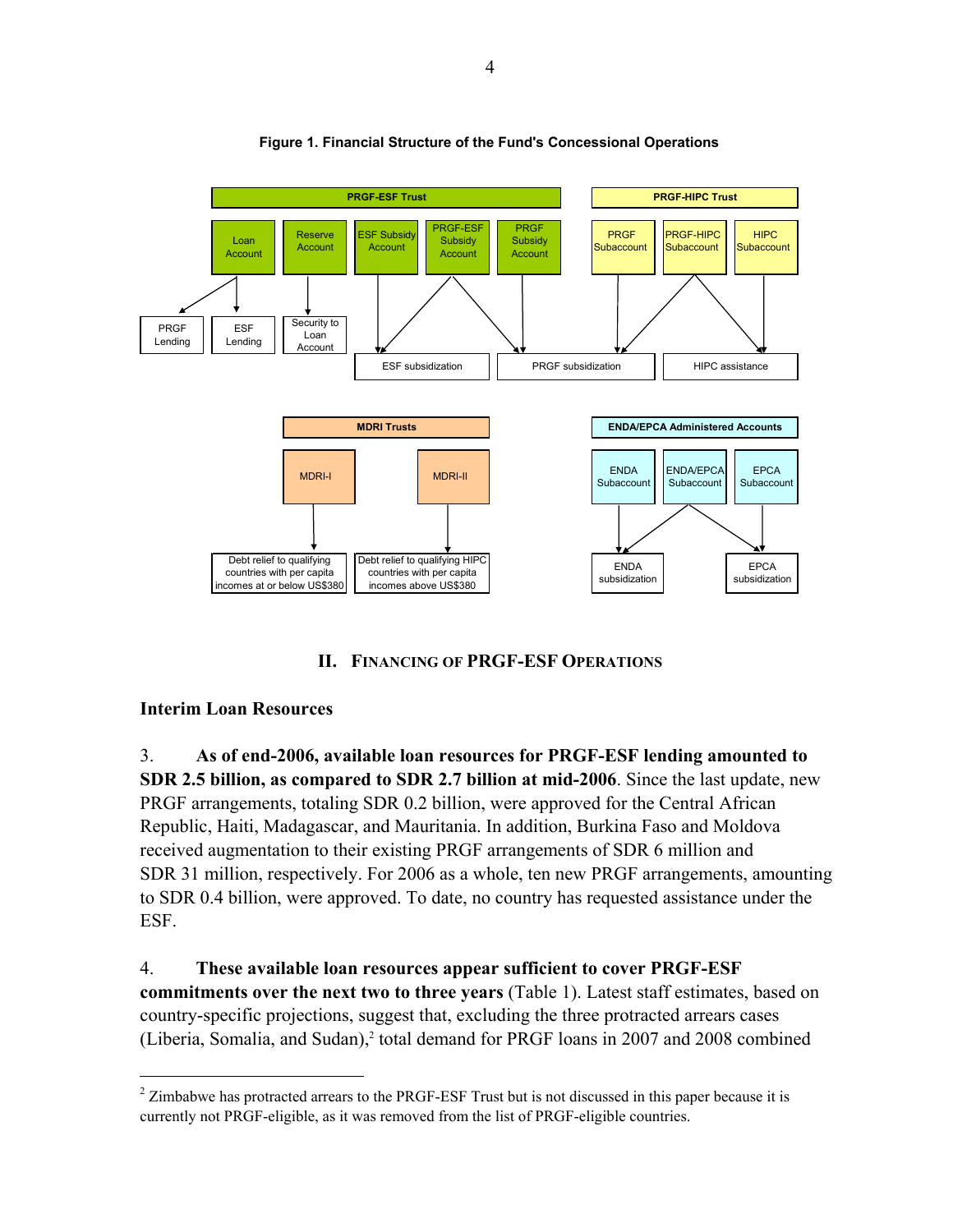**Figure 1. Financial Structure of the Fund's Concessional Operations**

**PRGF-ESF Trust**

- Loan Account → PRGF Lending; ESF Lending
- Reserve Account → Security to Loan Account
- ESF Subsidy Account → ESF subsidization
- PRGF-ESF Subsidy Account → ESF subsidization; PRGF subsidization
- PRGF Subsidy Account → PRGF subsidization

**PRGF-HIPC Trust**

- PRGF Subaccount → PRGF subsidization
- PRGF-HIPC Subaccount → PRGF subsidization; HIPC assistance
- HIPC Subaccount → HIPC assistance

**MDRI Trusts**

- MDRI-I → Debt relief to qualifying countries with per capita incomes at or below US$380
- MDRI-II → Debt relief to qualifying HIPC countries with per capita incomes above US$380

**ENDA/EPCA Administered Accounts**

- ENDA Subaccount → ENDA subsidization
- ENDA/EPCA Subaccount → ENDA subsidization; EPCA subsidization
- EPCA Subaccount → EPCA subsidization

## II. Financing of PRGF-ESF Operations

### Interim Loan Resources

3. **As of end-2006, available loan resources for PRGF-ESF lending amounted to SDR 2.5 billion, as compared to SDR 2.7 billion at mid-2006**. Since the last update, new PRGF arrangements, totaling SDR 0.2 billion, were approved for the Central African Republic, Haiti, Madagascar, and Mauritania. In addition, Burkina Faso and Moldova received augmentation to their existing PRGF arrangements of SDR 6 million and SDR 31 million, respectively. For 2006 as a whole, ten new PRGF arrangements, amounting to SDR 0.4 billion, were approved. To date, no country has requested assistance under the ESF.

4. **These available loan resources appear sufficient to cover PRGF-ESF commitments over the next two to three years** (Table 1). Latest staff estimates, based on country-specific projections, suggest that, excluding the three protracted arrears cases (Liberia, Somalia, and Sudan),[2] total demand for PRGF loans in 2007 and 2008 combined

[2] Zimbabwe has protracted arrears to the PRGF-ESF Trust but is not discussed in this paper because it is currently not PRGF-eligible, as it was removed from the list of PRGF-eligible countries.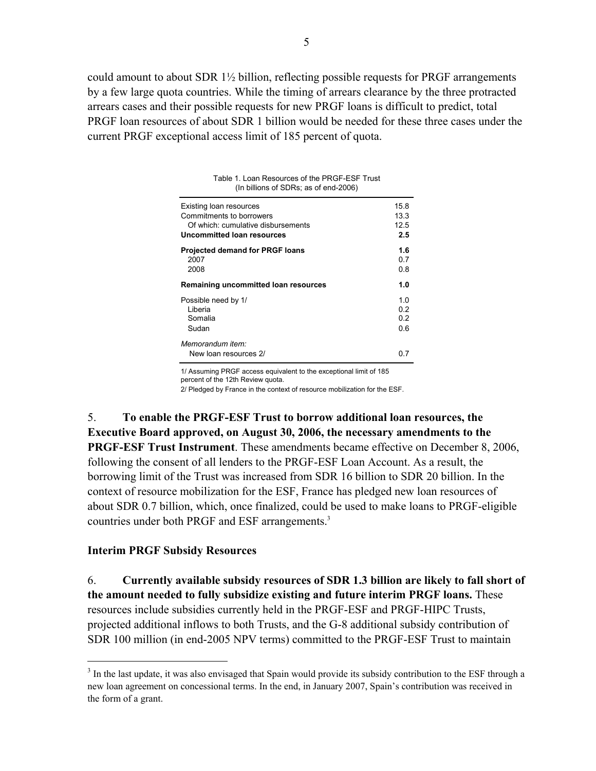could amount to about SDR 1½ billion, reflecting possible requests for PRGF arrangements by a few large quota countries. While the timing of arrears clearance by the three protracted arrears cases and their possible requests for new PRGF loans is difficult to predict, total PRGF loan resources of about SDR 1 billion would be needed for these three cases under the current PRGF exceptional access limit of 185 percent of quota.

Table 1. Loan Resources of the PRGF-ESF Trust
(In billions of SDRs; as of end-2006)

| | |
|---|---|
| Existing loan resources | 15.8 |
| Commitments to borrowers | 13.3 |
| Of which: cumulative disbursements | 12.5 |
| **Uncommitted loan resources** | **2.5** |
| **Projected demand for PRGF loans** | **1.6** |
| 2007 | 0.7 |
| 2008 | 0.8 |
| **Remaining uncommitted loan resources** | **1.0** |
| Possible need by 1/ | 1.0 |
| Liberia | 0.2 |
| Somalia | 0.2 |
| Sudan | 0.6 |
| *Memorandum item:* | |
| New loan resources 2/ | 0.7 |

1/ Assuming PRGF access equivalent to the exceptional limit of 185 percent of the 12th Review quota.

2/ Pledged by France in the context of resource mobilization for the ESF.

5. **To enable the PRGF-ESF Trust to borrow additional loan resources, the Executive Board approved, on August 30, 2006, the necessary amendments to the PRGF-ESF Trust Instrument**. These amendments became effective on December 8, 2006, following the consent of all lenders to the PRGF-ESF Loan Account. As a result, the borrowing limit of the Trust was increased from SDR 16 billion to SDR 20 billion. In the context of resource mobilization for the ESF, France has pledged new loan resources of about SDR 0.7 billion, which, once finalized, could be used to make loans to PRGF-eligible countries under both PRGF and ESF arrangements.[3]

### Interim PRGF Subsidy Resources

6. **Currently available subsidy resources of SDR 1.3 billion are likely to fall short of the amount needed to fully subsidize existing and future interim PRGF loans.** These resources include subsidies currently held in the PRGF-ESF and PRGF-HIPC Trusts, projected additional inflows to both Trusts, and the G-8 additional subsidy contribution of SDR 100 million (in end-2005 NPV terms) committed to the PRGF-ESF Trust to maintain

[3] In the last update, it was also envisaged that Spain would provide its subsidy contribution to the ESF through a new loan agreement on concessional terms. In the end, in January 2007, Spain's contribution was received in the form of a grant.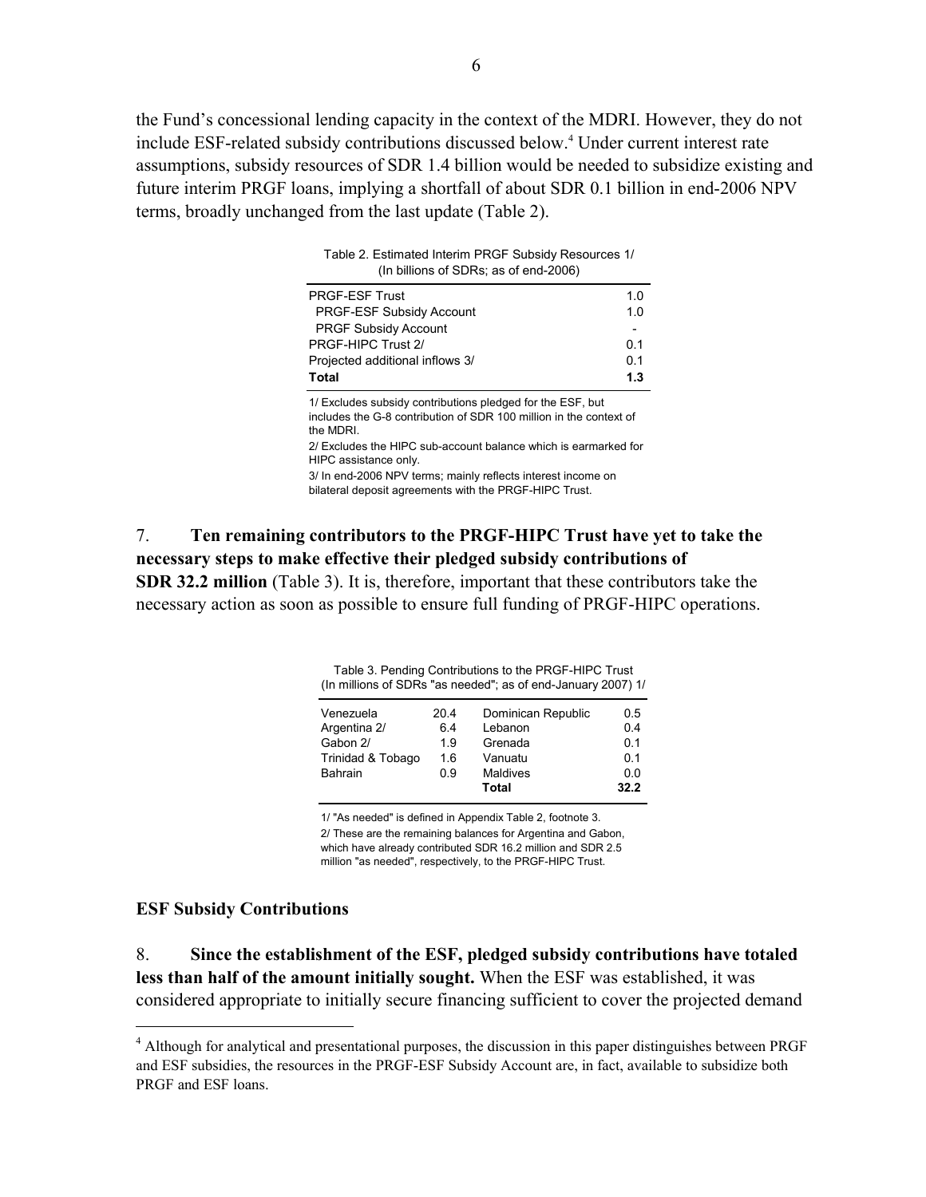the Fund's concessional lending capacity in the context of the MDRI. However, they do not include ESF-related subsidy contributions discussed below.[4] Under current interest rate assumptions, subsidy resources of SDR 1.4 billion would be needed to subsidize existing and future interim PRGF loans, implying a shortfall of about SDR 0.1 billion in end-2006 NPV terms, broadly unchanged from the last update (Table 2).

Table 2. Estimated Interim PRGF Subsidy Resources 1/
(In billions of SDRs; as of end-2006)

| | |
|---|---|
| PRGF-ESF Trust | 1.0 |
| PRGF-ESF Subsidy Account | 1.0 |
| PRGF Subsidy Account | - |
| PRGF-HIPC Trust 2/ | 0.1 |
| Projected additional inflows 3/ | 0.1 |
| **Total** | **1.3** |

1/ Excludes subsidy contributions pledged for the ESF, but includes the G-8 contribution of SDR 100 million in the context of the MDRI.

2/ Excludes the HIPC sub-account balance which is earmarked for HIPC assistance only.

3/ In end-2006 NPV terms; mainly reflects interest income on bilateral deposit agreements with the PRGF-HIPC Trust.

7. **Ten remaining contributors to the PRGF-HIPC Trust have yet to take the necessary steps to make effective their pledged subsidy contributions of SDR 32.2 million** (Table 3). It is, therefore, important that these contributors take the necessary action as soon as possible to ensure full funding of PRGF-HIPC operations.

Table 3. Pending Contributions to the PRGF-HIPC Trust
(In millions of SDRs "as needed"; as of end-January 2007) 1/

| | | | |
|---|---|---|---|
| Venezuela | 20.4 | Dominican Republic | 0.5 |
| Argentina 2/ | 6.4 | Lebanon | 0.4 |
| Gabon 2/ | 1.9 | Grenada | 0.1 |
| Trinidad & Tobago | 1.6 | Vanuatu | 0.1 |
| Bahrain | 0.9 | Maldives | 0.0 |
| | | **Total** | **32.2** |

1/ "As needed" is defined in Appendix Table 2, footnote 3.

2/ These are the remaining balances for Argentina and Gabon, which have already contributed SDR 16.2 million and SDR 2.5 million "as needed", respectively, to the PRGF-HIPC Trust.

### ESF Subsidy Contributions

8. **Since the establishment of the ESF, pledged subsidy contributions have totaled less than half of the amount initially sought.** When the ESF was established, it was considered appropriate to initially secure financing sufficient to cover the projected demand

[4] Although for analytical and presentational purposes, the discussion in this paper distinguishes between PRGF and ESF subsidies, the resources in the PRGF-ESF Subsidy Account are, in fact, available to subsidize both PRGF and ESF loans.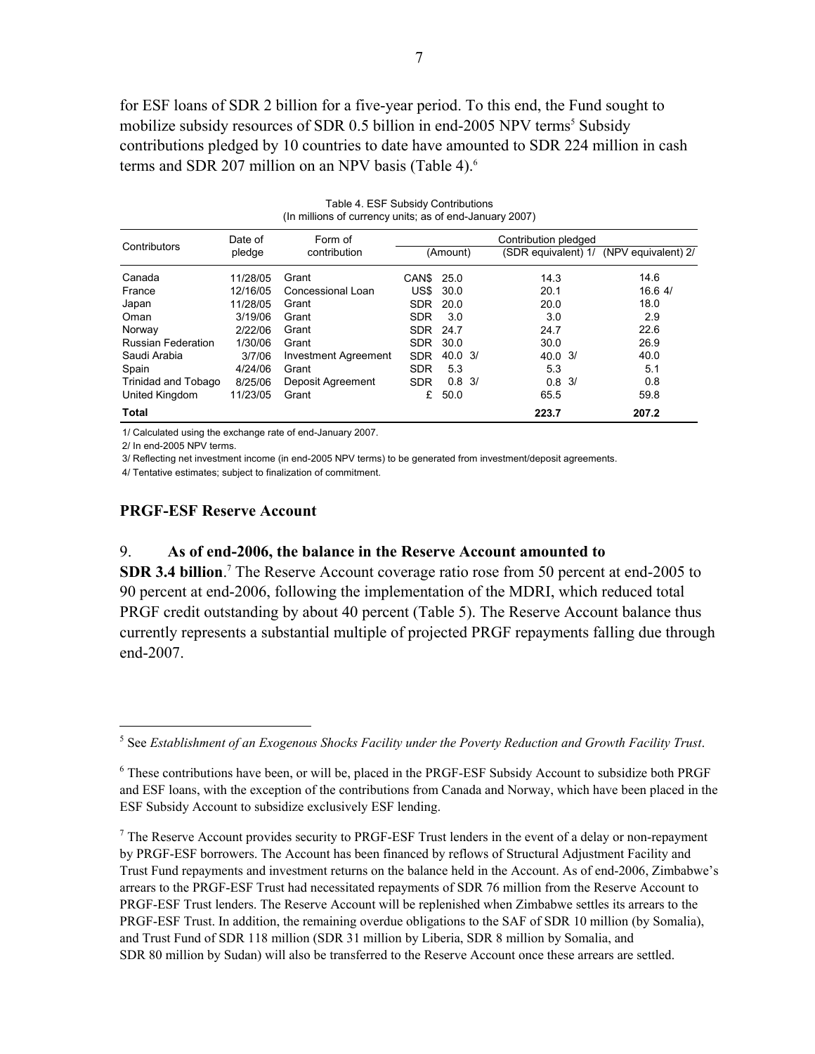for ESF loans of SDR 2 billion for a five-year period. To this end, the Fund sought to mobilize subsidy resources of SDR 0.5 billion in end-2005 NPV terms[5] Subsidy contributions pledged by 10 countries to date have amounted to SDR 224 million in cash terms and SDR 207 million on an NPV basis (Table 4).[6]

Table 4. ESF Subsidy Contributions
(In millions of currency units; as of end-January 2007)

| Contributors | Date of pledge | Form of contribution | Contribution pledged | | | |
|---|---|---|---|---|---|---|
| | | | (Amount) | | (SDR equivalent) 1/ | (NPV equivalent) 2/ |
| Canada | 11/28/05 | Grant | CAN$ | 25.0 | 14.3 | 14.6 |
| France | 12/16/05 | Concessional Loan | US$ | 30.0 | 20.1 | 16.6 4/ |
| Japan | 11/28/05 | Grant | SDR | 20.0 | 20.0 | 18.0 |
| Oman | 3/19/06 | Grant | SDR | 3.0 | 3.0 | 2.9 |
| Norway | 2/22/06 | Grant | SDR | 24.7 | 24.7 | 22.6 |
| Russian Federation | 1/30/06 | Grant | SDR | 30.0 | 30.0 | 26.9 |
| Saudi Arabia | 3/7/06 | Investment Agreement | SDR | 40.0 3/ | 40.0 3/ | 40.0 |
| Spain | 4/24/06 | Grant | SDR | 5.3 | 5.3 | 5.1 |
| Trinidad and Tobago | 8/25/06 | Deposit Agreement | SDR | 0.8 3/ | 0.8 3/ | 0.8 |
| United Kingdom | 11/23/05 | Grant | £ | 50.0 | 65.5 | 59.8 |
| **Total** | | | | | **223.7** | **207.2** |

1/ Calculated using the exchange rate of end-January 2007.

2/ In end-2005 NPV terms.

3/ Reflecting net investment income (in end-2005 NPV terms) to be generated from investment/deposit agreements.

4/ Tentative estimates; subject to finalization of commitment.

## PRGF-ESF Reserve Account

9. **As of end-2006, the balance in the Reserve Account amounted to SDR 3.4 billion**.[7] The Reserve Account coverage ratio rose from 50 percent at end-2005 to 90 percent at end-2006, following the implementation of the MDRI, which reduced total PRGF credit outstanding by about 40 percent (Table 5). The Reserve Account balance thus currently represents a substantial multiple of projected PRGF repayments falling due through end-2007.

---

[5] See *Establishment of an Exogenous Shocks Facility under the Poverty Reduction and Growth Facility Trust*.

[6] These contributions have been, or will be, placed in the PRGF-ESF Subsidy Account to subsidize both PRGF and ESF loans, with the exception of the contributions from Canada and Norway, which have been placed in the ESF Subsidy Account to subsidize exclusively ESF lending.

[7] The Reserve Account provides security to PRGF-ESF Trust lenders in the event of a delay or non-repayment by PRGF-ESF borrowers. The Account has been financed by reflows of Structural Adjustment Facility and Trust Fund repayments and investment returns on the balance held in the Account. As of end-2006, Zimbabwe's arrears to the PRGF-ESF Trust had necessitated repayments of SDR 76 million from the Reserve Account to PRGF-ESF Trust lenders. The Reserve Account will be replenished when Zimbabwe settles its arrears to the PRGF-ESF Trust. In addition, the remaining overdue obligations to the SAF of SDR 10 million (by Somalia), and Trust Fund of SDR 118 million (SDR 31 million by Liberia, SDR 8 million by Somalia, and SDR 80 million by Sudan) will also be transferred to the Reserve Account once these arrears are settled.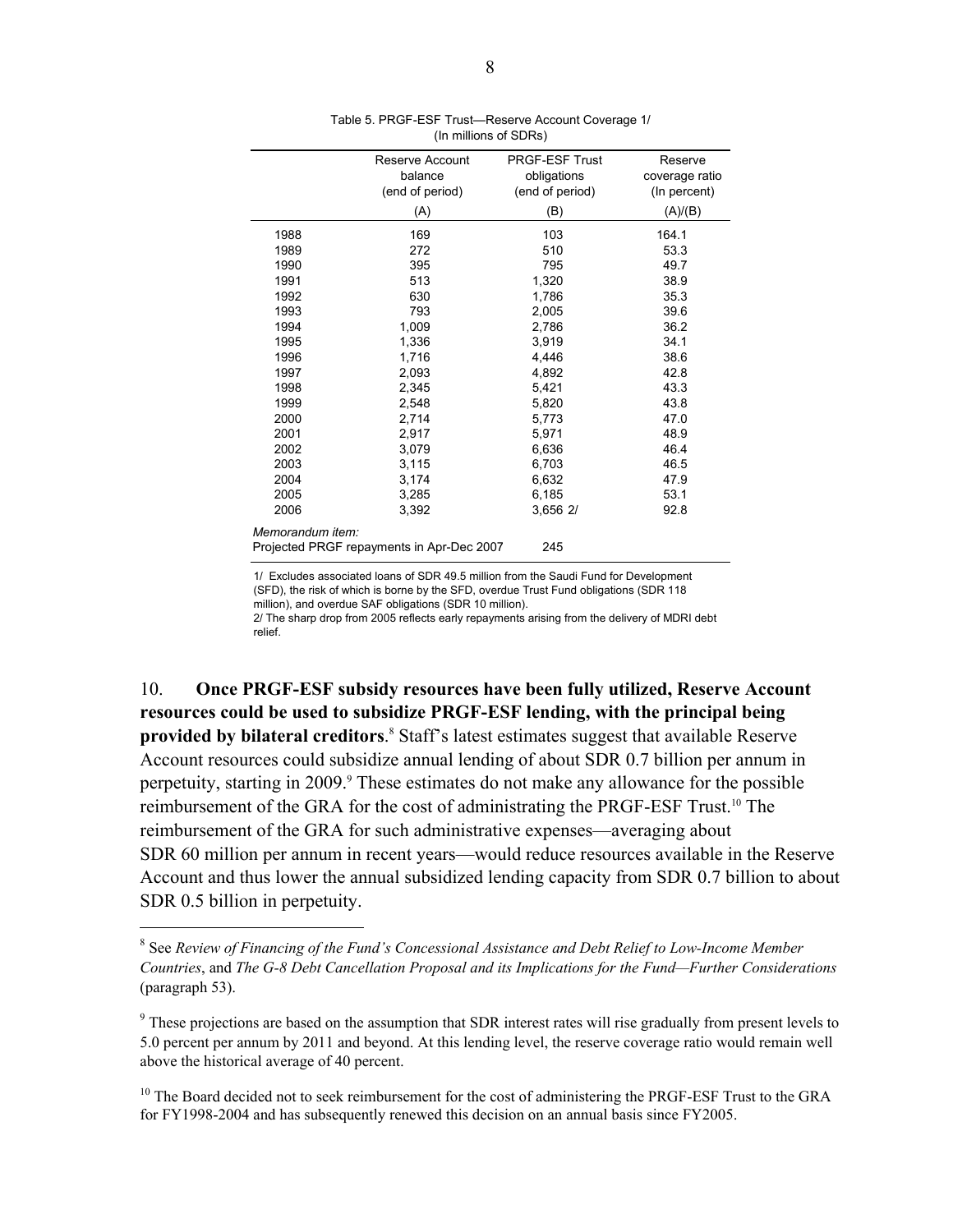Table 5. PRGF-ESF Trust—Reserve Account Coverage 1/
(In millions of SDRs)

| | Reserve Account balance (end of period) | PRGF-ESF Trust obligations (end of period) | Reserve coverage ratio (In percent) |
|---|---|---|---|
| | (A) | (B) | (A)/(B) |
| 1988 | 169 | 103 | 164.1 |
| 1989 | 272 | 510 | 53.3 |
| 1990 | 395 | 795 | 49.7 |
| 1991 | 513 | 1,320 | 38.9 |
| 1992 | 630 | 1,786 | 35.3 |
| 1993 | 793 | 2,005 | 39.6 |
| 1994 | 1,009 | 2,786 | 36.2 |
| 1995 | 1,336 | 3,919 | 34.1 |
| 1996 | 1,716 | 4,446 | 38.6 |
| 1997 | 2,093 | 4,892 | 42.8 |
| 1998 | 2,345 | 5,421 | 43.3 |
| 1999 | 2,548 | 5,820 | 43.8 |
| 2000 | 2,714 | 5,773 | 47.0 |
| 2001 | 2,917 | 5,971 | 48.9 |
| 2002 | 3,079 | 6,636 | 46.4 |
| 2003 | 3,115 | 6,703 | 46.5 |
| 2004 | 3,174 | 6,632 | 47.9 |
| 2005 | 3,285 | 6,185 | 53.1 |
| 2006 | 3,392 | 3,656 2/ | 92.8 |
| *Memorandum item:* | | | |
| Projected PRGF repayments in Apr-Dec 2007 | | 245 | |

1/ Excludes associated loans of SDR 49.5 million from the Saudi Fund for Development (SFD), the risk of which is borne by the SFD, overdue Trust Fund obligations (SDR 118 million), and overdue SAF obligations (SDR 10 million).
2/ The sharp drop from 2005 reflects early repayments arising from the delivery of MDRI debt relief.

10. **Once PRGF-ESF subsidy resources have been fully utilized, Reserve Account resources could be used to subsidize PRGF-ESF lending, with the principal being provided by bilateral creditors**.[8] Staff's latest estimates suggest that available Reserve Account resources could subsidize annual lending of about SDR 0.7 billion per annum in perpetuity, starting in 2009.[9] These estimates do not make any allowance for the possible reimbursement of the GRA for the cost of administrating the PRGF-ESF Trust.[10] The reimbursement of the GRA for such administrative expenses—averaging about SDR 60 million per annum in recent years—would reduce resources available in the Reserve Account and thus lower the annual subsidized lending capacity from SDR 0.7 billion to about SDR 0.5 billion in perpetuity.

[8] See *Review of Financing of the Fund's Concessional Assistance and Debt Relief to Low-Income Member Countries*, and *The G-8 Debt Cancellation Proposal and its Implications for the Fund—Further Considerations* (paragraph 53).

[9] These projections are based on the assumption that SDR interest rates will rise gradually from present levels to 5.0 percent per annum by 2011 and beyond. At this lending level, the reserve coverage ratio would remain well above the historical average of 40 percent.

[10] The Board decided not to seek reimbursement for the cost of administering the PRGF-ESF Trust to the GRA for FY1998-2004 and has subsequently renewed this decision on an annual basis since FY2005.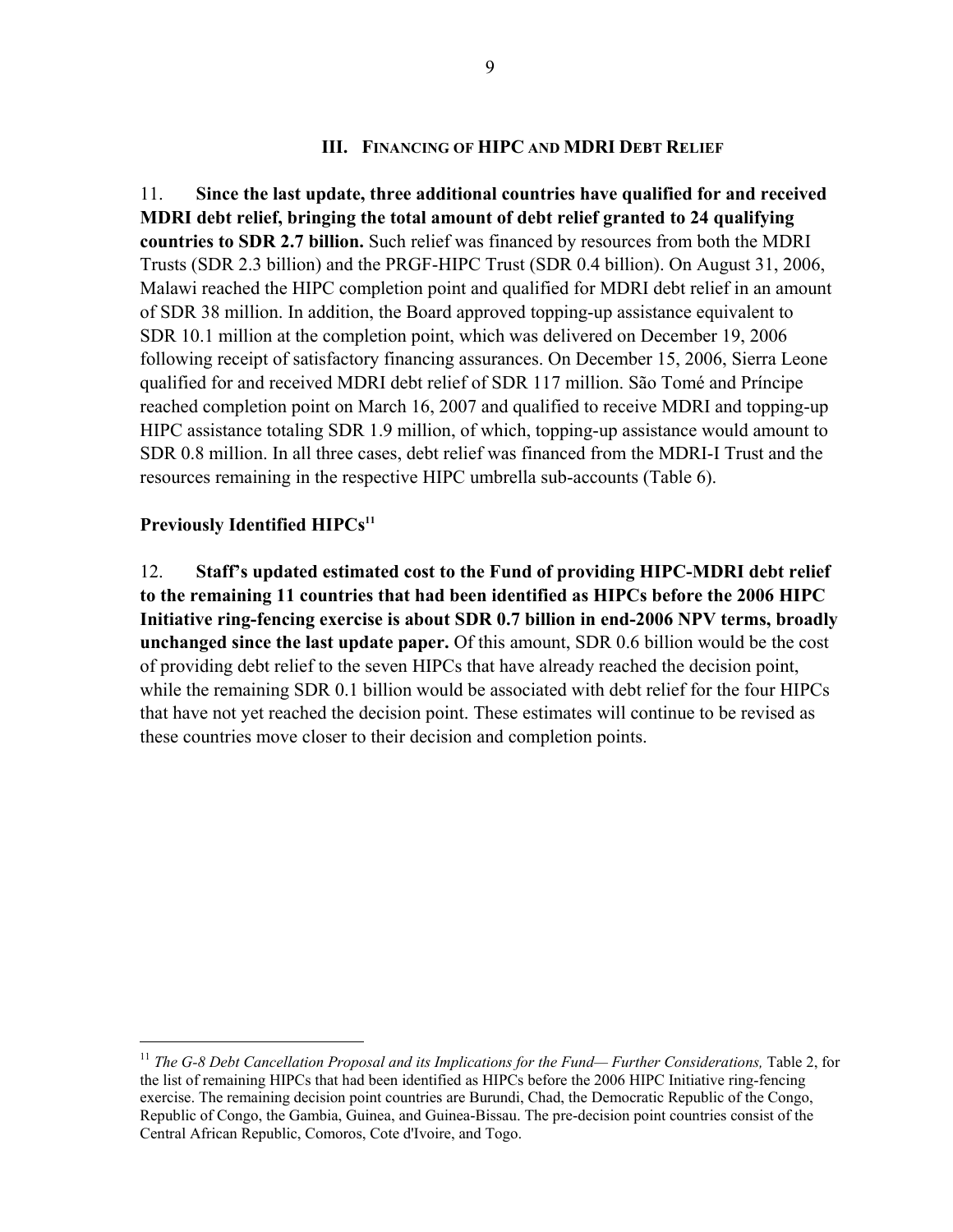## III. Financing of HIPC and MDRI Debt Relief

11. **Since the last update, three additional countries have qualified for and received MDRI debt relief, bringing the total amount of debt relief granted to 24 qualifying countries to SDR 2.7 billion.** Such relief was financed by resources from both the MDRI Trusts (SDR 2.3 billion) and the PRGF-HIPC Trust (SDR 0.4 billion). On August 31, 2006, Malawi reached the HIPC completion point and qualified for MDRI debt relief in an amount of SDR 38 million. In addition, the Board approved topping-up assistance equivalent to SDR 10.1 million at the completion point, which was delivered on December 19, 2006 following receipt of satisfactory financing assurances. On December 15, 2006, Sierra Leone qualified for and received MDRI debt relief of SDR 117 million. São Tomé and Príncipe reached completion point on March 16, 2007 and qualified to receive MDRI and topping-up HIPC assistance totaling SDR 1.9 million, of which, topping-up assistance would amount to SDR 0.8 million. In all three cases, debt relief was financed from the MDRI-I Trust and the resources remaining in the respective HIPC umbrella sub-accounts (Table 6).

### Previously Identified HIPCs[11]

12. **Staff's updated estimated cost to the Fund of providing HIPC-MDRI debt relief to the remaining 11 countries that had been identified as HIPCs before the 2006 HIPC Initiative ring-fencing exercise is about SDR 0.7 billion in end-2006 NPV terms, broadly unchanged since the last update paper.** Of this amount, SDR 0.6 billion would be the cost of providing debt relief to the seven HIPCs that have already reached the decision point, while the remaining SDR 0.1 billion would be associated with debt relief for the four HIPCs that have not yet reached the decision point. These estimates will continue to be revised as these countries move closer to their decision and completion points.

---

[11] *The G-8 Debt Cancellation Proposal and its Implications for the Fund— Further Considerations,* Table 2, for the list of remaining HIPCs that had been identified as HIPCs before the 2006 HIPC Initiative ring-fencing exercise. The remaining decision point countries are Burundi, Chad, the Democratic Republic of the Congo, Republic of Congo, the Gambia, Guinea, and Guinea-Bissau. The pre-decision point countries consist of the Central African Republic, Comoros, Cote d'Ivoire, and Togo.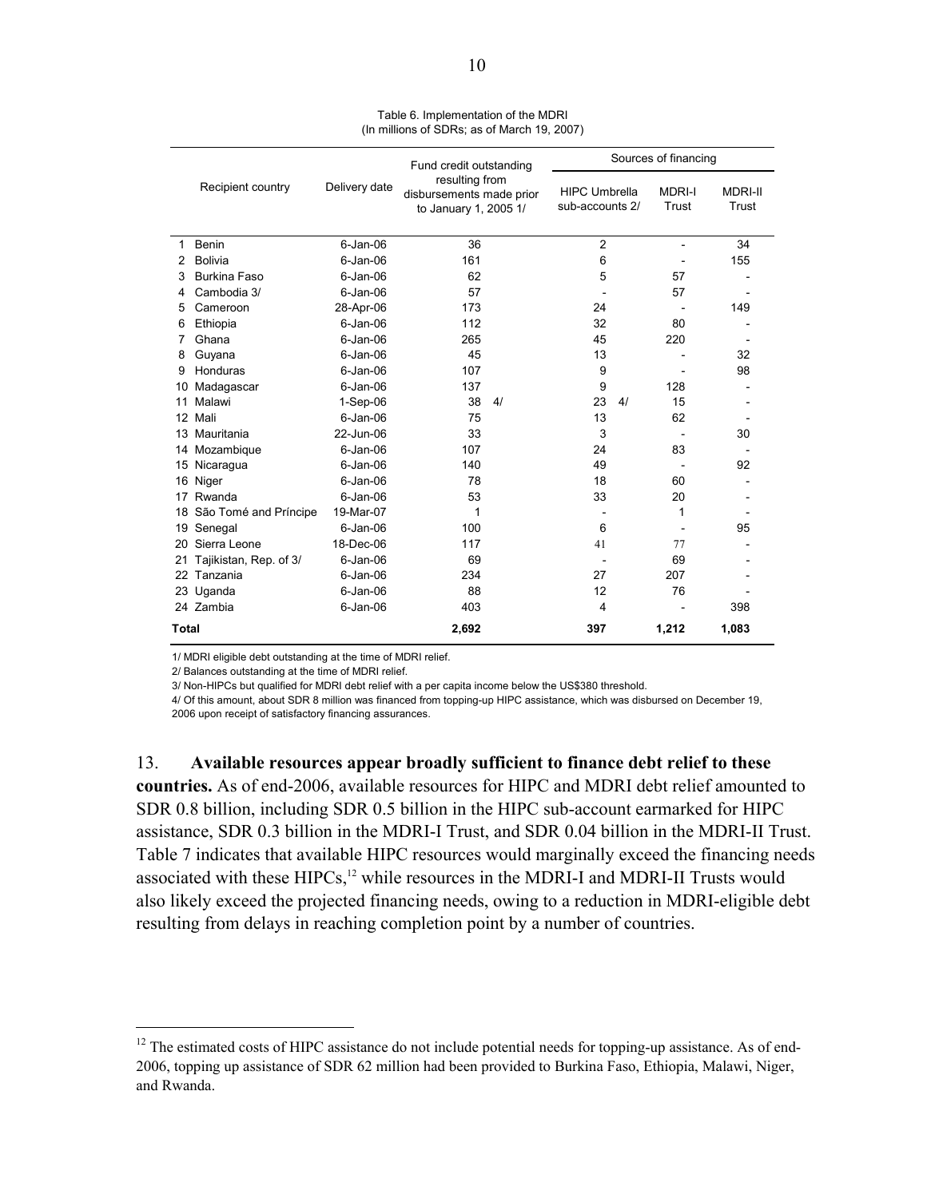Table 6. Implementation of the MDRI
(In millions of SDRs; as of March 19, 2007)

| Recipient country | Delivery date | Fund credit outstanding resulting from disbursements made prior to January 1, 2005 1/ | Sources of financing | | |
|---|---|---|---|---|---|
| | | | HIPC Umbrella sub-accounts 2/ | MDRI-I Trust | MDRI-II Trust |
| 1 Benin | 6-Jan-06 | 36 | 2 | - | 34 |
| 2 Bolivia | 6-Jan-06 | 161 | 6 | - | 155 |
| 3 Burkina Faso | 6-Jan-06 | 62 | 5 | 57 | - |
| 4 Cambodia 3/ | 6-Jan-06 | 57 | - | 57 | - |
| 5 Cameroon | 28-Apr-06 | 173 | 24 | - | 149 |
| 6 Ethiopia | 6-Jan-06 | 112 | 32 | 80 | - |
| 7 Ghana | 6-Jan-06 | 265 | 45 | 220 | - |
| 8 Guyana | 6-Jan-06 | 45 | 13 | - | 32 |
| 9 Honduras | 6-Jan-06 | 107 | 9 | - | 98 |
| 10 Madagascar | 6-Jan-06 | 137 | 9 | 128 | - |
| 11 Malawi | 1-Sep-06 | 38 4/ | 23 4/ | 15 | - |
| 12 Mali | 6-Jan-06 | 75 | 13 | 62 | - |
| 13 Mauritania | 22-Jun-06 | 33 | 3 | - | 30 |
| 14 Mozambique | 6-Jan-06 | 107 | 24 | 83 | - |
| 15 Nicaragua | 6-Jan-06 | 140 | 49 | - | 92 |
| 16 Niger | 6-Jan-06 | 78 | 18 | 60 | - |
| 17 Rwanda | 6-Jan-06 | 53 | 33 | 20 | - |
| 18 São Tomé and Príncipe | 19-Mar-07 | 1 | - | 1 | - |
| 19 Senegal | 6-Jan-06 | 100 | 6 | - | 95 |
| 20 Sierra Leone | 18-Dec-06 | 117 | 41 | 77 | - |
| 21 Tajikistan, Rep. of 3/ | 6-Jan-06 | 69 | - | 69 | - |
| 22 Tanzania | 6-Jan-06 | 234 | 27 | 207 | - |
| 23 Uganda | 6-Jan-06 | 88 | 12 | 76 | - |
| 24 Zambia | 6-Jan-06 | 403 | 4 | - | 398 |
| **Total** | | **2,692** | **397** | **1,212** | **1,083** |

1/ MDRI eligible debt outstanding at the time of MDRI relief.

2/ Balances outstanding at the time of MDRI relief.

3/ Non-HIPCs but qualified for MDRI debt relief with a per capita income below the US$380 threshold.

4/ Of this amount, about SDR 8 million was financed from topping-up HIPC assistance, which was disbursed on December 19, 2006 upon receipt of satisfactory financing assurances.

13. **Available resources appear broadly sufficient to finance debt relief to these countries.** As of end-2006, available resources for HIPC and MDRI debt relief amounted to SDR 0.8 billion, including SDR 0.5 billion in the HIPC sub-account earmarked for HIPC assistance, SDR 0.3 billion in the MDRI-I Trust, and SDR 0.04 billion in the MDRI-II Trust. Table 7 indicates that available HIPC resources would marginally exceed the financing needs associated with these HIPCs,[12] while resources in the MDRI-I and MDRI-II Trusts would also likely exceed the projected financing needs, owing to a reduction in MDRI-eligible debt resulting from delays in reaching completion point by a number of countries.

[12] The estimated costs of HIPC assistance do not include potential needs for topping-up assistance. As of end-2006, topping up assistance of SDR 62 million had been provided to Burkina Faso, Ethiopia, Malawi, Niger, and Rwanda.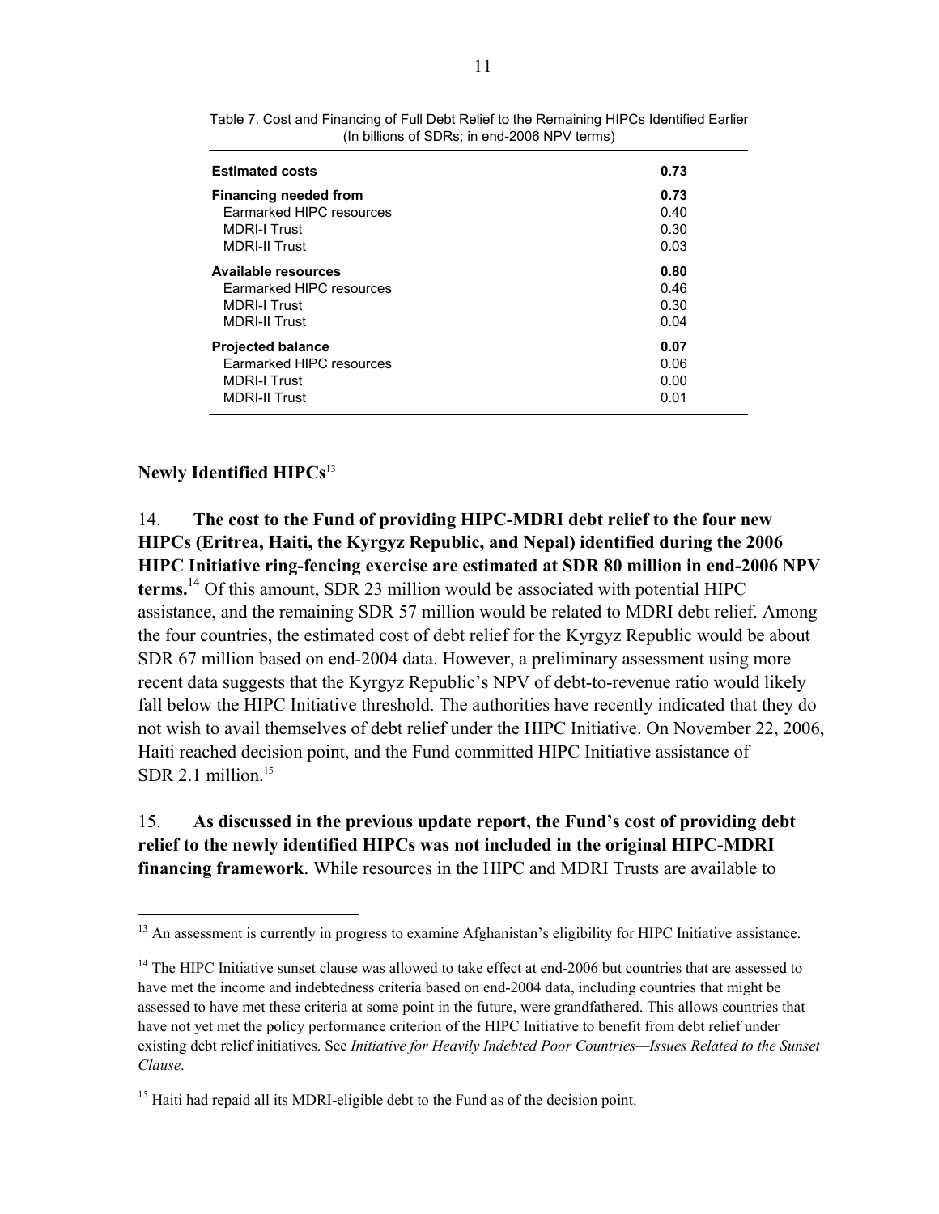Table 7. Cost and Financing of Full Debt Relief to the Remaining HIPCs Identified Earlier
(In billions of SDRs; in end-2006 NPV terms)

| | |
|---|---|
| **Estimated costs** | **0.73** |
| **Financing needed from** | **0.73** |
| Earmarked HIPC resources | 0.40 |
| MDRI-I Trust | 0.30 |
| MDRI-II Trust | 0.03 |
| **Available resources** | **0.80** |
| Earmarked HIPC resources | 0.46 |
| MDRI-I Trust | 0.30 |
| MDRI-II Trust | 0.04 |
| **Projected balance** | **0.07** |
| Earmarked HIPC resources | 0.06 |
| MDRI-I Trust | 0.00 |
| MDRI-II Trust | 0.01 |

### Newly Identified HIPCs[13]

14. **The cost to the Fund of providing HIPC-MDRI debt relief to the four new HIPCs (Eritrea, Haiti, the Kyrgyz Republic, and Nepal) identified during the 2006 HIPC Initiative ring-fencing exercise are estimated at SDR 80 million in end-2006 NPV terms.**[14] Of this amount, SDR 23 million would be associated with potential HIPC assistance, and the remaining SDR 57 million would be related to MDRI debt relief. Among the four countries, the estimated cost of debt relief for the Kyrgyz Republic would be about SDR 67 million based on end-2004 data. However, a preliminary assessment using more recent data suggests that the Kyrgyz Republic's NPV of debt-to-revenue ratio would likely fall below the HIPC Initiative threshold. The authorities have recently indicated that they do not wish to avail themselves of debt relief under the HIPC Initiative. On November 22, 2006, Haiti reached decision point, and the Fund committed HIPC Initiative assistance of SDR 2.1 million.[15]

15. **As discussed in the previous update report, the Fund's cost of providing debt relief to the newly identified HIPCs was not included in the original HIPC-MDRI financing framework**. While resources in the HIPC and MDRI Trusts are available to

---

[13] An assessment is currently in progress to examine Afghanistan's eligibility for HIPC Initiative assistance.

[14] The HIPC Initiative sunset clause was allowed to take effect at end-2006 but countries that are assessed to have met the income and indebtedness criteria based on end-2004 data, including countries that might be assessed to have met these criteria at some point in the future, were grandfathered. This allows countries that have not yet met the policy performance criterion of the HIPC Initiative to benefit from debt relief under existing debt relief initiatives. See *Initiative for Heavily Indebted Poor Countries—Issues Related to the Sunset Clause*.

[15] Haiti had repaid all its MDRI-eligible debt to the Fund as of the decision point.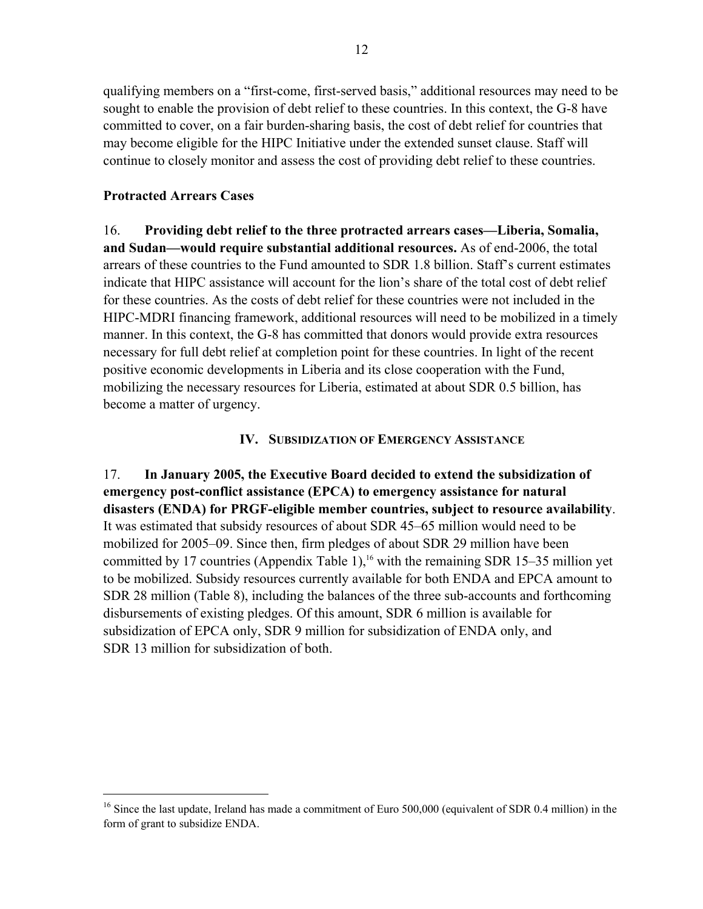qualifying members on a "first-come, first-served basis," additional resources may need to be sought to enable the provision of debt relief to these countries. In this context, the G-8 have committed to cover, on a fair burden-sharing basis, the cost of debt relief for countries that may become eligible for the HIPC Initiative under the extended sunset clause. Staff will continue to closely monitor and assess the cost of providing debt relief to these countries.

### Protracted Arrears Cases

16. **Providing debt relief to the three protracted arrears cases—Liberia, Somalia, and Sudan—would require substantial additional resources.** As of end-2006, the total arrears of these countries to the Fund amounted to SDR 1.8 billion. Staff's current estimates indicate that HIPC assistance will account for the lion's share of the total cost of debt relief for these countries. As the costs of debt relief for these countries were not included in the HIPC-MDRI financing framework, additional resources will need to be mobilized in a timely manner. In this context, the G-8 has committed that donors would provide extra resources necessary for full debt relief at completion point for these countries. In light of the recent positive economic developments in Liberia and its close cooperation with the Fund, mobilizing the necessary resources for Liberia, estimated at about SDR 0.5 billion, has become a matter of urgency.

## IV. Subsidization of Emergency Assistance

17. **In January 2005, the Executive Board decided to extend the subsidization of emergency post-conflict assistance (EPCA) to emergency assistance for natural disasters (ENDA) for PRGF-eligible member countries, subject to resource availability**. It was estimated that subsidy resources of about SDR 45–65 million would need to be mobilized for 2005–09. Since then, firm pledges of about SDR 29 million have been committed by 17 countries (Appendix Table 1),[16] with the remaining SDR 15–35 million yet to be mobilized. Subsidy resources currently available for both ENDA and EPCA amount to SDR 28 million (Table 8), including the balances of the three sub-accounts and forthcoming disbursements of existing pledges. Of this amount, SDR 6 million is available for subsidization of EPCA only, SDR 9 million for subsidization of ENDA only, and SDR 13 million for subsidization of both.

[16] Since the last update, Ireland has made a commitment of Euro 500,000 (equivalent of SDR 0.4 million) in the form of grant to subsidize ENDA.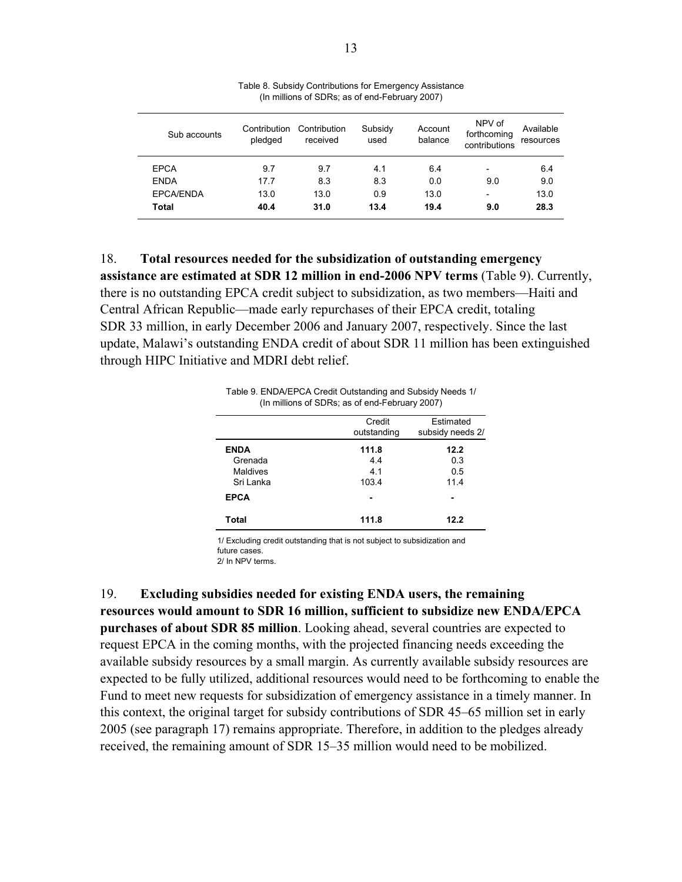Table 8. Subsidy Contributions for Emergency Assistance
(In millions of SDRs; as of end-February 2007)

| Sub accounts | Contribution pledged | Contribution received | Subsidy used | Account balance | NPV of forthcoming contributions | Available resources |
|---|---|---|---|---|---|---|
| EPCA | 9.7 | 9.7 | 4.1 | 6.4 | - | 6.4 |
| ENDA | 17.7 | 8.3 | 8.3 | 0.0 | 9.0 | 9.0 |
| EPCA/ENDA | 13.0 | 13.0 | 0.9 | 13.0 | - | 13.0 |
| **Total** | **40.4** | **31.0** | **13.4** | **19.4** | **9.0** | **28.3** |

18. **Total resources needed for the subsidization of outstanding emergency assistance are estimated at SDR 12 million in end-2006 NPV terms** (Table 9). Currently, there is no outstanding EPCA credit subject to subsidization, as two members—Haiti and Central African Republic—made early repurchases of their EPCA credit, totaling SDR 33 million, in early December 2006 and January 2007, respectively. Since the last update, Malawi's outstanding ENDA credit of about SDR 11 million has been extinguished through HIPC Initiative and MDRI debt relief.

Table 9. ENDA/EPCA Credit Outstanding and Subsidy Needs 1/
(In millions of SDRs; as of end-February 2007)

| | Credit outstanding | Estimated subsidy needs 2/ |
|---|---|---|
| **ENDA** | **111.8** | **12.2** |
| Grenada | 4.4 | 0.3 |
| Maldives | 4.1 | 0.5 |
| Sri Lanka | 103.4 | 11.4 |
| **EPCA** | **-** | **-** |
| **Total** | **111.8** | **12.2** |

1/ Excluding credit outstanding that is not subject to subsidization and future cases.
2/ In NPV terms.

19. **Excluding subsidies needed for existing ENDA users, the remaining resources would amount to SDR 16 million, sufficient to subsidize new ENDA/EPCA purchases of about SDR 85 million**. Looking ahead, several countries are expected to request EPCA in the coming months, with the projected financing needs exceeding the available subsidy resources by a small margin. As currently available subsidy resources are expected to be fully utilized, additional resources would need to be forthcoming to enable the Fund to meet new requests for subsidization of emergency assistance in a timely manner. In this context, the original target for subsidy contributions of SDR 45–65 million set in early 2005 (see paragraph 17) remains appropriate. Therefore, in addition to the pledges already received, the remaining amount of SDR 15–35 million would need to be mobilized.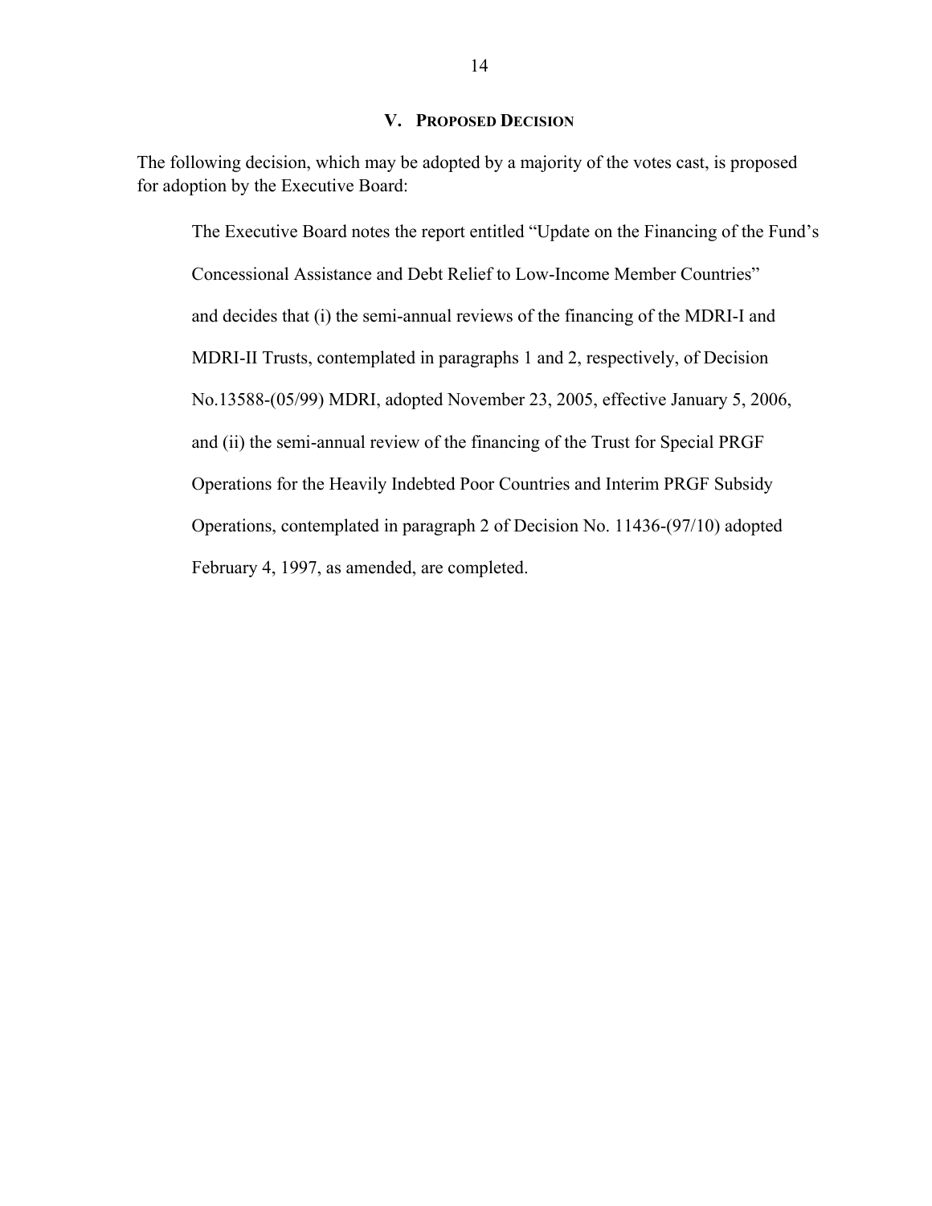## V. PROPOSED DECISION

The following decision, which may be adopted by a majority of the votes cast, is proposed for adoption by the Executive Board:

> The Executive Board notes the report entitled "Update on the Financing of the Fund's Concessional Assistance and Debt Relief to Low-Income Member Countries" and decides that (i) the semi-annual reviews of the financing of the MDRI-I and MDRI-II Trusts, contemplated in paragraphs 1 and 2, respectively, of Decision No.13588-(05/99) MDRI, adopted November 23, 2005, effective January 5, 2006, and (ii) the semi-annual review of the financing of the Trust for Special PRGF Operations for the Heavily Indebted Poor Countries and Interim PRGF Subsidy Operations, contemplated in paragraph 2 of Decision No. 11436-(97/10) adopted February 4, 1997, as amended, are completed.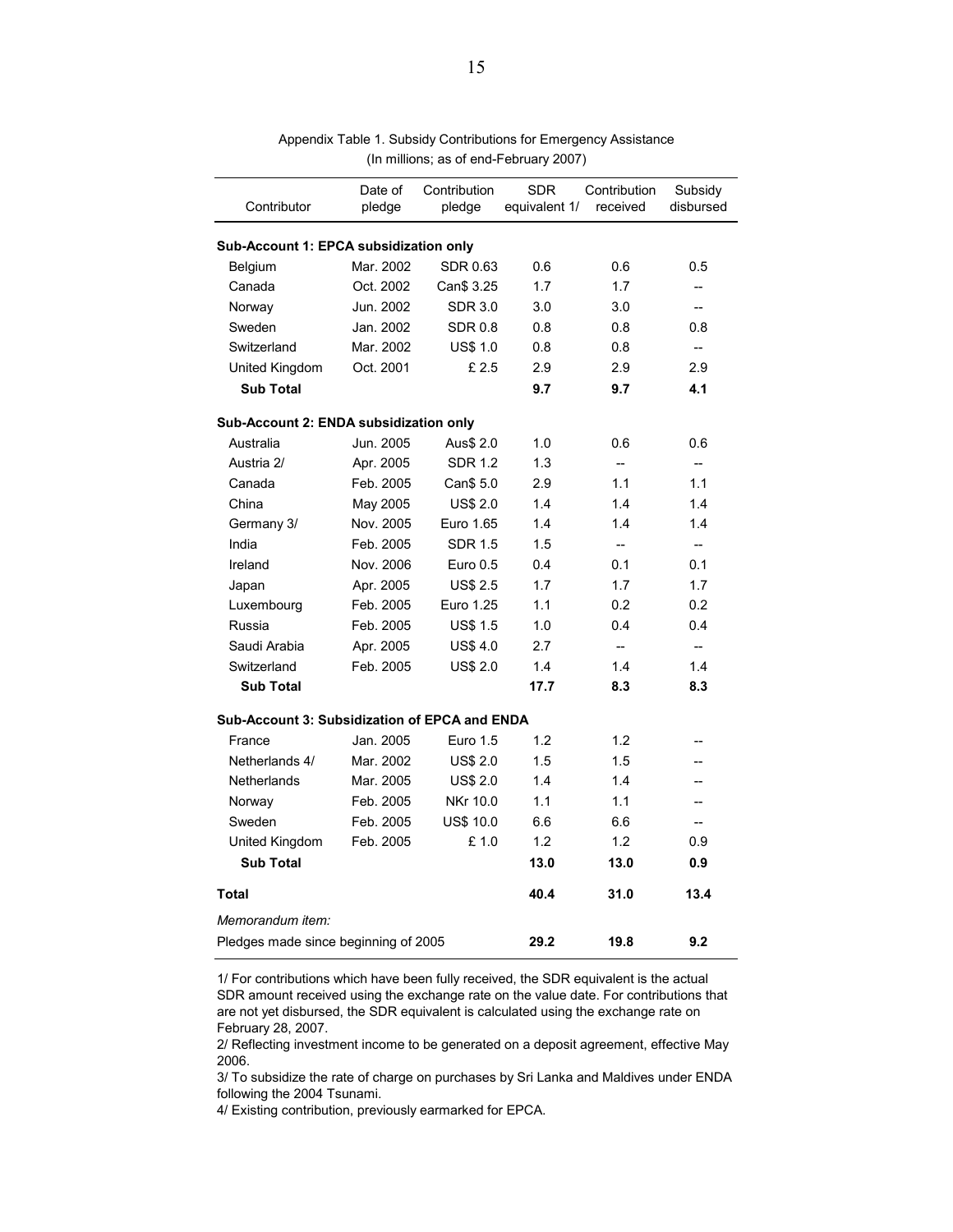Appendix Table 1. Subsidy Contributions for Emergency Assistance
(In millions; as of end-February 2007)

| Contributor | Date of pledge | Contribution pledge | SDR equivalent 1/ | Contribution received | Subsidy disbursed |
|---|---|---|---|---|---|
| **Sub-Account 1: EPCA subsidization only** | | | | | |
| Belgium | Mar. 2002 | SDR 0.63 | 0.6 | 0.6 | 0.5 |
| Canada | Oct. 2002 | Can$ 3.25 | 1.7 | 1.7 | -- |
| Norway | Jun. 2002 | SDR 3.0 | 3.0 | 3.0 | -- |
| Sweden | Jan. 2002 | SDR 0.8 | 0.8 | 0.8 | 0.8 |
| Switzerland | Mar. 2002 | US$ 1.0 | 0.8 | 0.8 | -- |
| United Kingdom | Oct. 2001 | £ 2.5 | 2.9 | 2.9 | 2.9 |
| **Sub Total** | | | **9.7** | **9.7** | **4.1** |
| **Sub-Account 2: ENDA subsidization only** | | | | | |
| Australia | Jun. 2005 | Aus$ 2.0 | 1.0 | 0.6 | 0.6 |
| Austria 2/ | Apr. 2005 | SDR 1.2 | 1.3 | -- | -- |
| Canada | Feb. 2005 | Can$ 5.0 | 2.9 | 1.1 | 1.1 |
| China | May 2005 | US$ 2.0 | 1.4 | 1.4 | 1.4 |
| Germany 3/ | Nov. 2005 | Euro 1.65 | 1.4 | 1.4 | 1.4 |
| India | Feb. 2005 | SDR 1.5 | 1.5 | -- | -- |
| Ireland | Nov. 2006 | Euro 0.5 | 0.4 | 0.1 | 0.1 |
| Japan | Apr. 2005 | US$ 2.5 | 1.7 | 1.7 | 1.7 |
| Luxembourg | Feb. 2005 | Euro 1.25 | 1.1 | 0.2 | 0.2 |
| Russia | Feb. 2005 | US$ 1.5 | 1.0 | 0.4 | 0.4 |
| Saudi Arabia | Apr. 2005 | US$ 4.0 | 2.7 | -- | -- |
| Switzerland | Feb. 2005 | US$ 2.0 | 1.4 | 1.4 | 1.4 |
| **Sub Total** | | | **17.7** | **8.3** | **8.3** |
| **Sub-Account 3: Subsidization of EPCA and ENDA** | | | | | |
| France | Jan. 2005 | Euro 1.5 | 1.2 | 1.2 | -- |
| Netherlands 4/ | Mar. 2002 | US$ 2.0 | 1.5 | 1.5 | -- |
| Netherlands | Mar. 2005 | US$ 2.0 | 1.4 | 1.4 | -- |
| Norway | Feb. 2005 | NKr 10.0 | 1.1 | 1.1 | -- |
| Sweden | Feb. 2005 | US$ 10.0 | 6.6 | 6.6 | -- |
| United Kingdom | Feb. 2005 | £ 1.0 | 1.2 | 1.2 | 0.9 |
| **Sub Total** | | | **13.0** | **13.0** | **0.9** |
| **Total** | | | **40.4** | **31.0** | **13.4** |
| *Memorandum item:* | | | | | |
| Pledges made since beginning of 2005 | | | **29.2** | **19.8** | **9.2** |

1/ For contributions which have been fully received, the SDR equivalent is the actual SDR amount received using the exchange rate on the value date. For contributions that are not yet disbursed, the SDR equivalent is calculated using the exchange rate on February 28, 2007.

2/ Reflecting investment income to be generated on a deposit agreement, effective May 2006.

3/ To subsidize the rate of charge on purchases by Sri Lanka and Maldives under ENDA following the 2004 Tsunami.

4/ Existing contribution, previously earmarked for EPCA.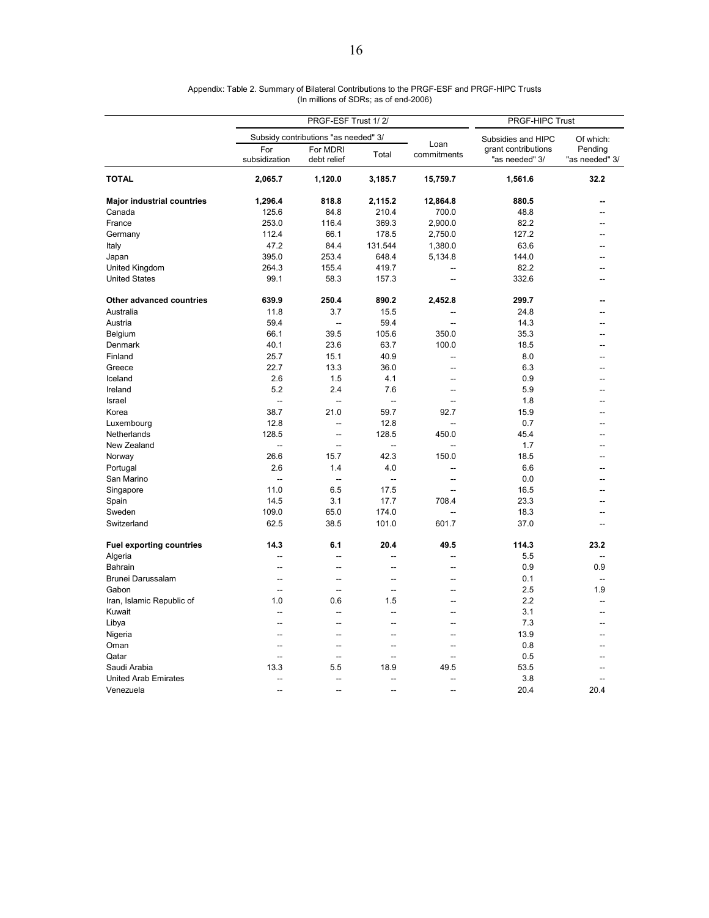Appendix: Table 2. Summary of Bilateral Contributions to the PRGF-ESF and PRGF-HIPC Trusts
(In millions of SDRs; as of end-2006)

| | PRGF-ESF Trust 1/ 2/ | | | | PRGF-HIPC Trust | |
|---|---|---|---|---|---|---|
| | Subsidy contributions "as needed" 3/ | | | Loan commitments | Subsidies and HIPC grant contributions "as needed" 3/ | Of which: Pending "as needed" 3/ |
| | For subsidization | For MDRI debt relief | Total | | | |
| **TOTAL** | **2,065.7** | **1,120.0** | **3,185.7** | **15,759.7** | **1,561.6** | **32.2** |
| **Major industrial countries** | **1,296.4** | **818.8** | **2,115.2** | **12,864.8** | **880.5** | **--** |
| Canada | 125.6 | 84.8 | 210.4 | 700.0 | 48.8 | -- |
| France | 253.0 | 116.4 | 369.3 | 2,900.0 | 82.2 | -- |
| Germany | 112.4 | 66.1 | 178.5 | 2,750.0 | 127.2 | -- |
| Italy | 47.2 | 84.4 | 131.544 | 1,380.0 | 63.6 | -- |
| Japan | 395.0 | 253.4 | 648.4 | 5,134.8 | 144.0 | -- |
| United Kingdom | 264.3 | 155.4 | 419.7 | -- | 82.2 | -- |
| United States | 99.1 | 58.3 | 157.3 | -- | 332.6 | -- |
| **Other advanced countries** | **639.9** | **250.4** | **890.2** | **2,452.8** | **299.7** | **--** |
| Australia | 11.8 | 3.7 | 15.5 | -- | 24.8 | -- |
| Austria | 59.4 | -- | 59.4 | -- | 14.3 | -- |
| Belgium | 66.1 | 39.5 | 105.6 | 350.0 | 35.3 | -- |
| Denmark | 40.1 | 23.6 | 63.7 | 100.0 | 18.5 | -- |
| Finland | 25.7 | 15.1 | 40.9 | -- | 8.0 | -- |
| Greece | 22.7 | 13.3 | 36.0 | -- | 6.3 | -- |
| Iceland | 2.6 | 1.5 | 4.1 | -- | 0.9 | -- |
| Ireland | 5.2 | 2.4 | 7.6 | -- | 5.9 | -- |
| Israel | -- | -- | -- | -- | 1.8 | -- |
| Korea | 38.7 | 21.0 | 59.7 | 92.7 | 15.9 | -- |
| Luxembourg | 12.8 | -- | 12.8 | -- | 0.7 | -- |
| Netherlands | 128.5 | -- | 128.5 | 450.0 | 45.4 | -- |
| New Zealand | -- | -- | -- | -- | 1.7 | -- |
| Norway | 26.6 | 15.7 | 42.3 | 150.0 | 18.5 | -- |
| Portugal | 2.6 | 1.4 | 4.0 | -- | 6.6 | -- |
| San Marino | -- | -- | -- | -- | 0.0 | -- |
| Singapore | 11.0 | 6.5 | 17.5 | -- | 16.5 | -- |
| Spain | 14.5 | 3.1 | 17.7 | 708.4 | 23.3 | -- |
| Sweden | 109.0 | 65.0 | 174.0 | -- | 18.3 | -- |
| Switzerland | 62.5 | 38.5 | 101.0 | 601.7 | 37.0 | -- |
| **Fuel exporting countries** | **14.3** | **6.1** | **20.4** | **49.5** | **114.3** | **23.2** |
| Algeria | -- | -- | -- | -- | 5.5 | -- |
| Bahrain | -- | -- | -- | -- | 0.9 | 0.9 |
| Brunei Darussalam | -- | -- | -- | -- | 0.1 | -- |
| Gabon | -- | -- | -- | -- | 2.5 | 1.9 |
| Iran, Islamic Republic of | 1.0 | 0.6 | 1.5 | -- | 2.2 | -- |
| Kuwait | -- | -- | -- | -- | 3.1 | -- |
| Libya | -- | -- | -- | -- | 7.3 | -- |
| Nigeria | -- | -- | -- | -- | 13.9 | -- |
| Oman | -- | -- | -- | -- | 0.8 | -- |
| Qatar | -- | -- | -- | -- | 0.5 | -- |
| Saudi Arabia | 13.3 | 5.5 | 18.9 | 49.5 | 53.5 | -- |
| United Arab Emirates | -- | -- | -- | -- | 3.8 | -- |
| Venezuela | -- | -- | -- | -- | 20.4 | 20.4 |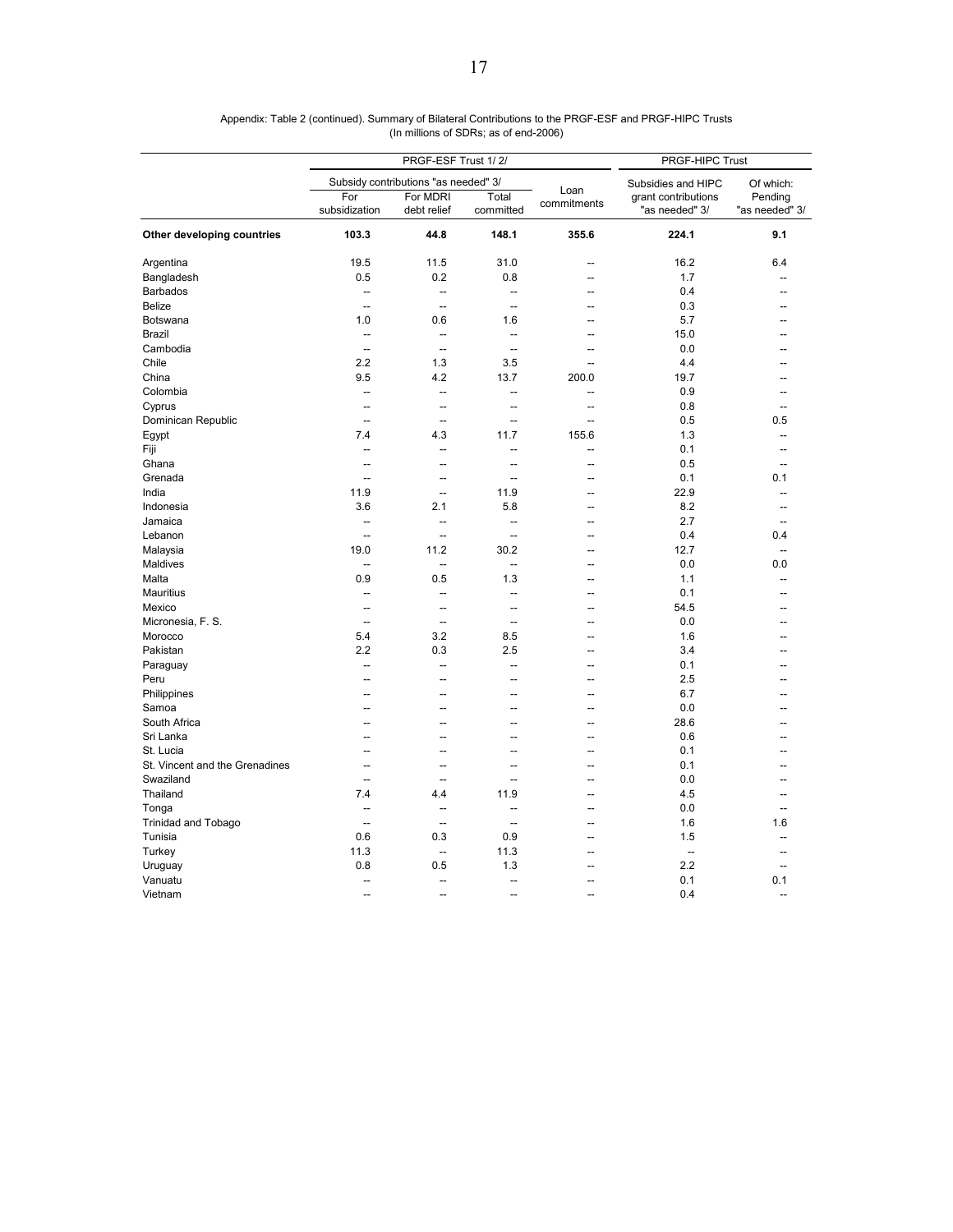Appendix: Table 2 (continued). Summary of Bilateral Contributions to the PRGF-ESF and PRGF-HIPC Trusts
(In millions of SDRs; as of end-2006)

| | PRGF-ESF Trust 1/ 2/ | | | | PRGF-HIPC Trust | |
|---|---|---|---|---|---|---|
| | Subsidy contributions "as needed" 3/ | | | Loan commitments | Subsidies and HIPC grant contributions "as needed" 3/ | Of which: Pending "as needed" 3/ |
| | For subsidization | For MDRI debt relief | Total committed | | | |
| **Other developing countries** | **103.3** | **44.8** | **148.1** | **355.6** | **224.1** | **9.1** |
| Argentina | 19.5 | 11.5 | 31.0 | -- | 16.2 | 6.4 |
| Bangladesh | 0.5 | 0.2 | 0.8 | -- | 1.7 | -- |
| Barbados | -- | -- | -- | -- | 0.4 | -- |
| Belize | -- | -- | -- | -- | 0.3 | -- |
| Botswana | 1.0 | 0.6 | 1.6 | -- | 5.7 | -- |
| Brazil | -- | -- | -- | -- | 15.0 | -- |
| Cambodia | -- | -- | -- | -- | 0.0 | -- |
| Chile | 2.2 | 1.3 | 3.5 | -- | 4.4 | -- |
| China | 9.5 | 4.2 | 13.7 | 200.0 | 19.7 | -- |
| Colombia | -- | -- | -- | -- | 0.9 | -- |
| Cyprus | -- | -- | -- | -- | 0.8 | -- |
| Dominican Republic | -- | -- | -- | -- | 0.5 | 0.5 |
| Egypt | 7.4 | 4.3 | 11.7 | 155.6 | 1.3 | -- |
| Fiji | -- | -- | -- | -- | 0.1 | -- |
| Ghana | -- | -- | -- | -- | 0.5 | -- |
| Grenada | -- | -- | -- | -- | 0.1 | 0.1 |
| India | 11.9 | -- | 11.9 | -- | 22.9 | -- |
| Indonesia | 3.6 | 2.1 | 5.8 | -- | 8.2 | -- |
| Jamaica | -- | -- | -- | -- | 2.7 | -- |
| Lebanon | -- | -- | -- | -- | 0.4 | 0.4 |
| Malaysia | 19.0 | 11.2 | 30.2 | -- | 12.7 | -- |
| Maldives | -- | -- | -- | -- | 0.0 | 0.0 |
| Malta | 0.9 | 0.5 | 1.3 | -- | 1.1 | -- |
| Mauritius | -- | -- | -- | -- | 0.1 | -- |
| Mexico | -- | -- | -- | -- | 54.5 | -- |
| Micronesia, F. S. | -- | -- | -- | -- | 0.0 | -- |
| Morocco | 5.4 | 3.2 | 8.5 | -- | 1.6 | -- |
| Pakistan | 2.2 | 0.3 | 2.5 | -- | 3.4 | -- |
| Paraguay | -- | -- | -- | -- | 0.1 | -- |
| Peru | -- | -- | -- | -- | 2.5 | -- |
| Philippines | -- | -- | -- | -- | 6.7 | -- |
| Samoa | -- | -- | -- | -- | 0.0 | -- |
| South Africa | -- | -- | -- | -- | 28.6 | -- |
| Sri Lanka | -- | -- | -- | -- | 0.6 | -- |
| St. Lucia | -- | -- | -- | -- | 0.1 | -- |
| St. Vincent and the Grenadines | -- | -- | -- | -- | 0.1 | -- |
| Swaziland | -- | -- | -- | -- | 0.0 | -- |
| Thailand | 7.4 | 4.4 | 11.9 | -- | 4.5 | -- |
| Tonga | -- | -- | -- | -- | 0.0 | -- |
| Trinidad and Tobago | -- | -- | -- | -- | 1.6 | 1.6 |
| Tunisia | 0.6 | 0.3 | 0.9 | -- | 1.5 | -- |
| Turkey | 11.3 | -- | 11.3 | -- | -- | -- |
| Uruguay | 0.8 | 0.5 | 1.3 | -- | 2.2 | -- |
| Vanuatu | -- | -- | -- | -- | 0.1 | 0.1 |
| Vietnam | -- | -- | -- | -- | 0.4 | -- |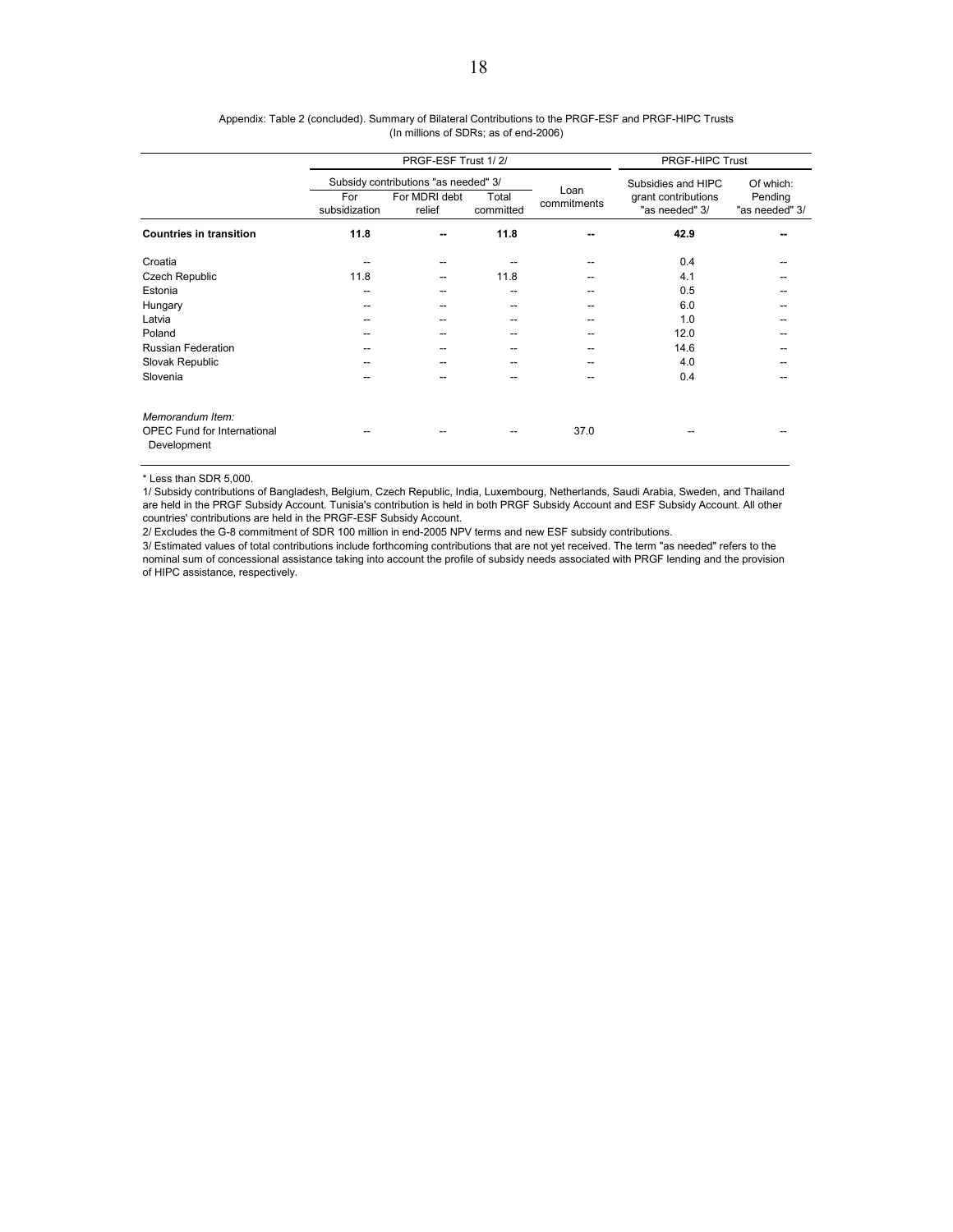Appendix: Table 2 (concluded). Summary of Bilateral Contributions to the PRGF-ESF and PRGF-HIPC Trusts
(In millions of SDRs; as of end-2006)

| | PRGF-ESF Trust 1/ 2/ | | | | PRGF-HIPC Trust | |
|---|---|---|---|---|---|---|
| | Subsidy contributions "as needed" 3/ | | | Loan commitments | Subsidies and HIPC grant contributions "as needed" 3/ | Of which: Pending "as needed" 3/ |
| | For subsidization | For MDRI debt relief | Total committed | | | |
| **Countries in transition** | **11.8** | **--** | **11.8** | **--** | **42.9** | **--** |
| Croatia | -- | -- | -- | -- | 0.4 | -- |
| Czech Republic | 11.8 | -- | 11.8 | -- | 4.1 | -- |
| Estonia | -- | -- | -- | -- | 0.5 | -- |
| Hungary | -- | -- | -- | -- | 6.0 | -- |
| Latvia | -- | -- | -- | -- | 1.0 | -- |
| Poland | -- | -- | -- | -- | 12.0 | -- |
| Russian Federation | -- | -- | -- | -- | 14.6 | -- |
| Slovak Republic | -- | -- | -- | -- | 4.0 | -- |
| Slovenia | -- | -- | -- | -- | 0.4 | -- |
| *Memorandum Item:* | | | | | | |
| OPEC Fund for International Development | -- | -- | -- | 37.0 | -- | -- |

* Less than SDR 5,000.

1/ Subsidy contributions of Bangladesh, Belgium, Czech Republic, India, Luxembourg, Netherlands, Saudi Arabia, Sweden, and Thailand are held in the PRGF Subsidy Account. Tunisia's contribution is held in both PRGF Subsidy Account and ESF Subsidy Account. All other countries' contributions are held in the PRGF-ESF Subsidy Account.

2/ Excludes the G-8 commitment of SDR 100 million in end-2005 NPV terms and new ESF subsidy contributions.

3/ Estimated values of total contributions include forthcoming contributions that are not yet received. The term "as needed" refers to the nominal sum of concessional assistance taking into account the profile of subsidy needs associated with PRGF lending and the provision of HIPC assistance, respectively.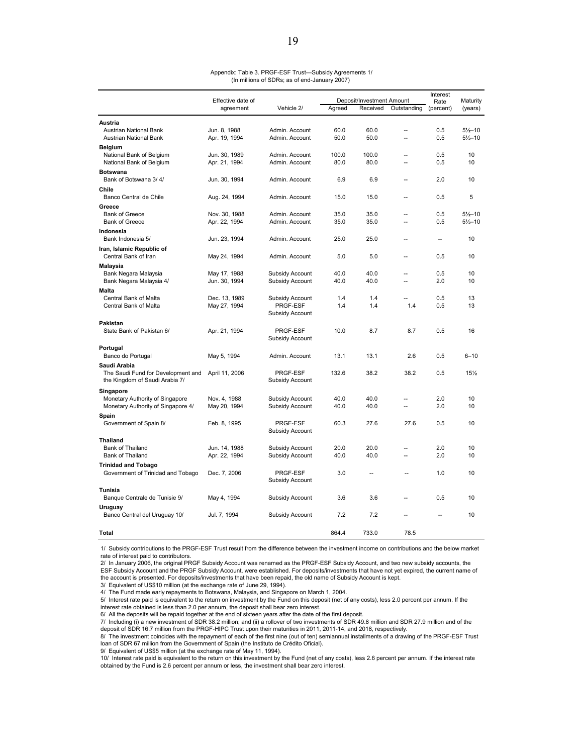Appendix: Table 3. PRGF-ESF Trust—Subsidy Agreements 1/
(In millions of SDRs; as of end-January 2007)

| | Effective date of agreement | Vehicle 2/ | Deposit/Investment Amount | | | Interest Rate (percent) | Maturity (years) |
|---|---|---|---|---|---|---|---|
| | | | Agreed | Received | Outstanding | | |
| **Austria** | | | | | | | |
| Austrian National Bank | Jun. 8, 1988 | Admin. Account | 60.0 | 60.0 | -- | 0.5 | 5½–10 |
| Austrian National Bank | Apr. 19, 1994 | Admin. Account | 50.0 | 50.0 | -- | 0.5 | 5½–10 |
| **Belgium** | | | | | | | |
| National Bank of Belgium | Jun. 30, 1989 | Admin. Account | 100.0 | 100.0 | -- | 0.5 | 10 |
| National Bank of Belgium | Apr. 21, 1994 | Admin. Account | 80.0 | 80.0 | -- | 0.5 | 10 |
| **Botswana** | | | | | | | |
| Bank of Botswana 3/ 4/ | Jun. 30, 1994 | Admin. Account | 6.9 | 6.9 | -- | 2.0 | 10 |
| **Chile** | | | | | | | |
| Banco Central de Chile | Aug. 24, 1994 | Admin. Account | 15.0 | 15.0 | -- | 0.5 | 5 |
| **Greece** | | | | | | | |
| Bank of Greece | Nov. 30, 1988 | Admin. Account | 35.0 | 35.0 | -- | 0.5 | 5½–10 |
| Bank of Greece | Apr. 22, 1994 | Admin. Account | 35.0 | 35.0 | -- | 0.5 | 5½–10 |
| **Indonesia** | | | | | | | |
| Bank Indonesia 5/ | Jun. 23, 1994 | Admin. Account | 25.0 | 25.0 | -- | -- | 10 |
| **Iran, Islamic Republic of** | | | | | | | |
| Central Bank of Iran | May 24, 1994 | Admin. Account | 5.0 | 5.0 | -- | 0.5 | 10 |
| **Malaysia** | | | | | | | |
| Bank Negara Malaysia | May 17, 1988 | Subsidy Account | 40.0 | 40.0 | -- | 0.5 | 10 |
| Bank Negara Malaysia 4/ | Jun. 30, 1994 | Subsidy Account | 40.0 | 40.0 | -- | 2.0 | 10 |
| **Malta** | | | | | | | |
| Central Bank of Malta | Dec. 13, 1989 | Subsidy Account | 1.4 | 1.4 | -- | 0.5 | 13 |
| Central Bank of Malta | May 27, 1994 | PRGF-ESF Subsidy Account | 1.4 | 1.4 | 1.4 | 0.5 | 13 |
| **Pakistan** | | | | | | | |
| State Bank of Pakistan 6/ | Apr. 21, 1994 | PRGF-ESF Subsidy Account | 10.0 | 8.7 | 8.7 | 0.5 | 16 |
| **Portugal** | | | | | | | |
| Banco do Portugal | May 5, 1994 | Admin. Account | 13.1 | 13.1 | 2.6 | 0.5 | 6–10 |
| **Saudi Arabia** | | | | | | | |
| The Saudi Fund for Development and the Kingdom of Saudi Arabia 7/ | April 11, 2006 | PRGF-ESF Subsidy Account | 132.6 | 38.2 | 38.2 | 0.5 | 15½ |
| **Singapore** | | | | | | | |
| Monetary Authority of Singapore | Nov. 4, 1988 | Subsidy Account | 40.0 | 40.0 | -- | 2.0 | 10 |
| Monetary Authority of Singapore 4/ | May 20, 1994 | Subsidy Account | 40.0 | 40.0 | -- | 2.0 | 10 |
| **Spain** | | | | | | | |
| Government of Spain 8/ | Feb. 8, 1995 | PRGF-ESF Subsidy Account | 60.3 | 27.6 | 27.6 | 0.5 | 10 |
| **Thailand** | | | | | | | |
| Bank of Thailand | Jun. 14, 1988 | Subsidy Account | 20.0 | 20.0 | -- | 2.0 | 10 |
| Bank of Thailand | Apr. 22, 1994 | Subsidy Account | 40.0 | 40.0 | -- | 2.0 | 10 |
| **Trinidad and Tobago** | | | | | | | |
| Government of Trinidad and Tobago | Dec. 7, 2006 | PRGF-ESF Subsidy Account | 3.0 | -- | -- | 1.0 | 10 |
| **Tunisia** | | | | | | | |
| Banque Centrale de Tunisie 9/ | May 4, 1994 | Subsidy Account | 3.6 | 3.6 | -- | 0.5 | 10 |
| **Uruguay** | | | | | | | |
| Banco Central del Uruguay 10/ | Jul. 7, 1994 | Subsidy Account | 7.2 | 7.2 | -- | -- | 10 |
| **Total** | | | 864.4 | 733.0 | 78.5 | | |

1/ Subsidy contributions to the PRGF-ESF Trust result from the difference between the investment income on contributions and the below market rate of interest paid to contributors.

2/ In January 2006, the original PRGF Subsidy Account was renamed as the PRGF-ESF Subsidy Account, and two new subsidy accounts, the ESF Subsidy Account and the PRGF Subsidy Account, were established. For deposits/investments that have not yet expired, the current name of the account is presented. For deposits/investments that have been repaid, the old name of Subsidy Account is kept.

3/ Equivalent of US$10 million (at the exchange rate of June 29, 1994).

4/ The Fund made early repayments to Botswana, Malaysia, and Singapore on March 1, 2004.

5/ Interest rate paid is equivalent to the return on investment by the Fund on this deposit (net of any costs), less 2.0 percent per annum. If the interest rate obtained is less than 2.0 per annum, the deposit shall bear zero interest.

6/ All the deposits will be repaid together at the end of sixteen years after the date of the first deposit.

7/ Including (i) a new investment of SDR 38.2 million; and (ii) a rollover of two investments of SDR 49.8 million and SDR 27.9 million and of the deposit of SDR 16.7 million from the PRGF-HIPC Trust upon their maturities in 2011, 2011-14, and 2018, respectively.

8/ The investment coincides with the repayment of each of the first nine (out of ten) semiannual installments of a drawing of the PRGF-ESF Trust loan of SDR 67 million from the Government of Spain (the Instituto de Crédito Oficial).

9/ Equivalent of US$5 million (at the exchange rate of May 11, 1994).

10/ Interest rate paid is equivalent to the return on this investment by the Fund (net of any costs), less 2.6 percent per annum. If the interest rate obtained by the Fund is 2.6 percent per annum or less, the investment shall bear zero interest.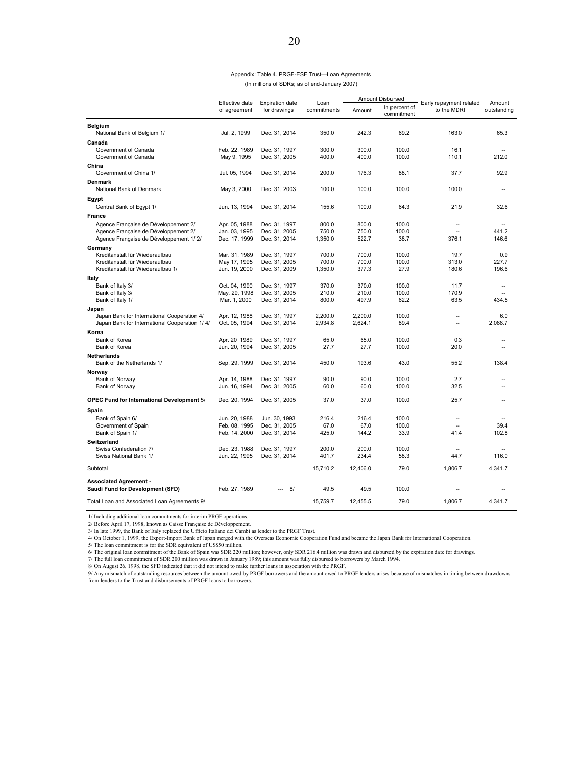Appendix: Table 4. PRGF-ESF Trust—Loan Agreements

(In millions of SDRs; as of end-January 2007)

| | Effective date of agreement | Expiration date for drawings | Loan commitments | Amount Disbursed | | Early repayment related to the MDRI | Amount outstanding |
|---|---|---|---|---|---|---|---|
| | | | | Amount | In percent of commitment | | |
| **Belgium** | | | | | | | |
| National Bank of Belgium 1/ | Jul. 2, 1999 | Dec. 31, 2014 | 350.0 | 242.3 | 69.2 | 163.0 | 65.3 |
| **Canada** | | | | | | | |
| Government of Canada | Feb. 22, 1989 | Dec. 31, 1997 | 300.0 | 300.0 | 100.0 | 16.1 | -- |
| Government of Canada | May 9, 1995 | Dec. 31, 2005 | 400.0 | 400.0 | 100.0 | 110.1 | 212.0 |
| **China** | | | | | | | |
| Government of China 1/ | Jul. 05, 1994 | Dec. 31, 2014 | 200.0 | 176.3 | 88.1 | 37.7 | 92.9 |
| **Denmark** | | | | | | | |
| National Bank of Denmark | May 3, 2000 | Dec. 31, 2003 | 100.0 | 100.0 | 100.0 | 100.0 | -- |
| **Egypt** | | | | | | | |
| Central Bank of Egypt 1/ | Jun. 13, 1994 | Dec. 31, 2014 | 155.6 | 100.0 | 64.3 | 21.9 | 32.6 |
| **France** | | | | | | | |
| Agence Française de Développement 2/ | Apr. 05, 1988 | Dec. 31, 1997 | 800.0 | 800.0 | 100.0 | -- | -- |
| Agence Française de Développement 2/ | Jan. 03, 1995 | Dec. 31, 2005 | 750.0 | 750.0 | 100.0 | -- | 441.2 |
| Agence Française de Développement 1/ 2/ | Dec. 17, 1999 | Dec. 31, 2014 | 1,350.0 | 522.7 | 38.7 | 376.1 | 146.6 |
| **Germany** | | | | | | | |
| Kreditanstalt für Wiederaufbau | Mar. 31, 1989 | Dec. 31, 1997 | 700.0 | 700.0 | 100.0 | 19.7 | 0.9 |
| Kreditanstalt für Wiederaufbau | May 17, 1995 | Dec. 31, 2005 | 700.0 | 700.0 | 100.0 | 313.0 | 227.7 |
| Kreditanstalt für Wiederaufbau 1/ | Jun. 19, 2000 | Dec. 31, 2009 | 1,350.0 | 377.3 | 27.9 | 180.6 | 196.6 |
| **Italy** | | | | | | | |
| Bank of Italy 3/ | Oct. 04, 1990 | Dec. 31, 1997 | 370.0 | 370.0 | 100.0 | 11.7 | -- |
| Bank of Italy 3/ | May. 29, 1998 | Dec. 31, 2005 | 210.0 | 210.0 | 100.0 | 170.9 | -- |
| Bank of Italy 1/ | Mar. 1, 2000 | Dec. 31, 2014 | 800.0 | 497.9 | 62.2 | 63.5 | 434.5 |
| **Japan** | | | | | | | |
| Japan Bank for International Cooperation 4/ | Apr. 12, 1988 | Dec. 31, 1997 | 2,200.0 | 2,200.0 | 100.0 | -- | 6.0 |
| Japan Bank for International Cooperation 1/ 4/ | Oct. 05, 1994 | Dec. 31, 2014 | 2,934.8 | 2,624.1 | 89.4 | -- | 2,088.7 |
| **Korea** | | | | | | | |
| Bank of Korea | Apr. 20 1989 | Dec. 31, 1997 | 65.0 | 65.0 | 100.0 | 0.3 | -- |
| Bank of Korea | Jun. 20, 1994 | Dec. 31, 2005 | 27.7 | 27.7 | 100.0 | 20.0 | -- |
| **Netherlands** | | | | | | | |
| Bank of the Netherlands 1/ | Sep. 29, 1999 | Dec. 31, 2014 | 450.0 | 193.6 | 43.0 | 55.2 | 138.4 |
| **Norway** | | | | | | | |
| Bank of Norway | Apr. 14, 1988 | Dec. 31, 1997 | 90.0 | 90.0 | 100.0 | 2.7 | -- |
| Bank of Norway | Jun. 16, 1994 | Dec. 31, 2005 | 60.0 | 60.0 | 100.0 | 32.5 | -- |
| **OPEC Fund for International Development** 5/ | Dec. 20, 1994 | Dec. 31, 2005 | 37.0 | 37.0 | 100.0 | 25.7 | -- |
| **Spain** | | | | | | | |
| Bank of Spain 6/ | Jun. 20, 1988 | Jun. 30, 1993 | 216.4 | 216.4 | 100.0 | -- | -- |
| Government of Spain | Feb. 08, 1995 | Dec. 31, 2005 | 67.0 | 67.0 | 100.0 | -- | 39.4 |
| Bank of Spain 1/ | Feb. 14, 2000 | Dec. 31, 2014 | 425.0 | 144.2 | 33.9 | 41.4 | 102.8 |
| **Switzerland** | | | | | | | |
| Swiss Confederation 7/ | Dec. 23, 1988 | Dec. 31, 1997 | 200.0 | 200.0 | 100.0 | -- | -- |
| Swiss National Bank 1/ | Jun. 22, 1995 | Dec. 31, 2014 | 401.7 | 234.4 | 58.3 | 44.7 | 116.0 |
| Subtotal | | | 15,710.2 | 12,406.0 | 79.0 | 1,806.7 | 4,341.7 |
| **Associated Agreement - Saudi Fund for Development (SFD)** | Feb. 27, 1989 | --- 8/ | 49.5 | 49.5 | 100.0 | -- | -- |
| Total Loan and Associated Loan Agreements 9/ | | | 15,759.7 | 12,455.5 | 79.0 | 1,806.7 | 4,341.7 |

1/ Including additional loan commitments for interim PRGF operations.
2/ Before April 17, 1998, known as Caisse Française de Développement.
3/ In late 1999, the Bank of Italy replaced the Ufficio Italiano dei Cambi as lender to the PRGF Trust.
4/ On October 1, 1999, the Export-Import Bank of Japan merged with the Overseas Economic Cooperation Fund and became the Japan Bank for International Cooperation.
5/ The loan commitment is for the SDR equivalent of US$50 million.
6/ The original loan commitment of the Bank of Spain was SDR 220 million; however, only SDR 216.4 million was drawn and disbursed by the expiration date for drawings.
7/ The full loan commitment of SDR 200 million was drawn in January 1989; this amount was fully disbursed to borrowers by March 1994.
8/ On August 26, 1998, the SFD indicated that it did not intend to make further loans in association with the PRGF.
9/ Any mismatch of outstanding resources between the amount owed by PRGF borrowers and the amount owed to PRGF lenders arises because of mismatches in timing between drawdowns from lenders to the Trust and disbursements of PRGF loans to borrowers.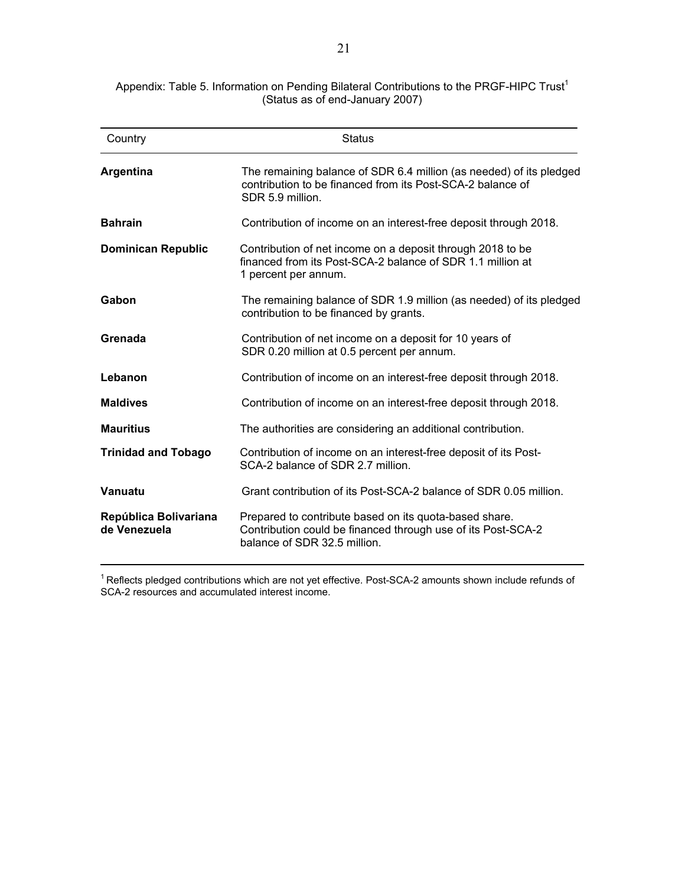Appendix: Table 5. Information on Pending Bilateral Contributions to the PRGF-HIPC Trust[1]
(Status as of end-January 2007)

| Country | Status |
|---|---|
| **Argentina** | The remaining balance of SDR 6.4 million (as needed) of its pledged contribution to be financed from its Post-SCA-2 balance of SDR 5.9 million. |
| **Bahrain** | Contribution of income on an interest-free deposit through 2018. |
| **Dominican Republic** | Contribution of net income on a deposit through 2018 to be financed from its Post-SCA-2 balance of SDR 1.1 million at 1 percent per annum. |
| **Gabon** | The remaining balance of SDR 1.9 million (as needed) of its pledged contribution to be financed by grants. |
| **Grenada** | Contribution of net income on a deposit for 10 years of SDR 0.20 million at 0.5 percent per annum. |
| **Lebanon** | Contribution of income on an interest-free deposit through 2018. |
| **Maldives** | Contribution of income on an interest-free deposit through 2018. |
| **Mauritius** | The authorities are considering an additional contribution. |
| **Trinidad and Tobago** | Contribution of income on an interest-free deposit of its Post-SCA-2 balance of SDR 2.7 million. |
| **Vanuatu** | Grant contribution of its Post-SCA-2 balance of SDR 0.05 million. |
| **República Bolivariana de Venezuela** | Prepared to contribute based on its quota-based share. Contribution could be financed through use of its Post-SCA-2 balance of SDR 32.5 million. |

[1] Reflects pledged contributions which are not yet effective. Post-SCA-2 amounts shown include refunds of SCA-2 resources and accumulated interest income.